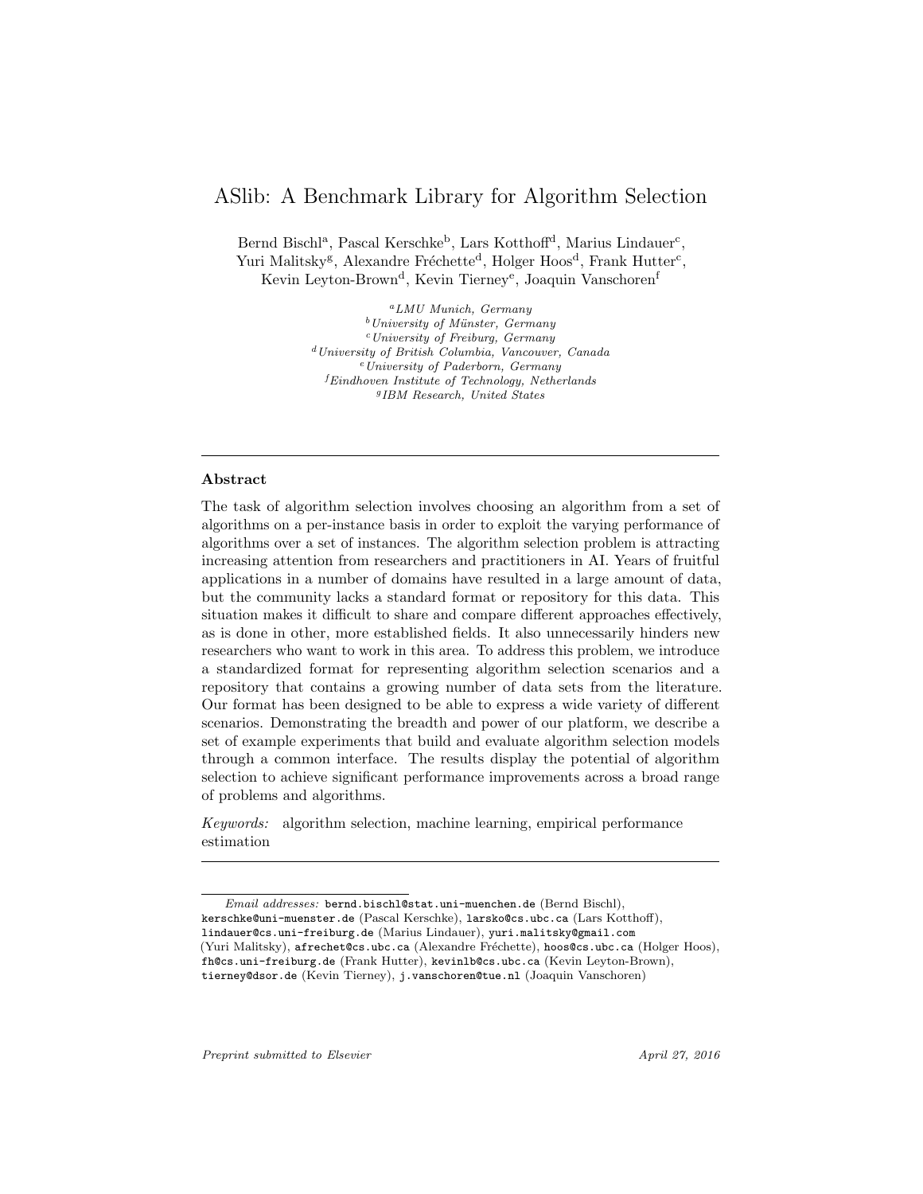# ASlib: A Benchmark Library for Algorithm Selection

Bernd Bischl[a], Pascal Kerschke[b], Lars Kotthoff[d], Marius Lindauer[c], Yuri Malitsky[g], Alexandre Fréchette[d], Holger Hoos[d], Frank Hutter[c], Kevin Leyton-Brown[d], Kevin Tierney[e], Joaquin Vanschoren[f]

[a] *LMU Munich, Germany*
[b] *University of Münster, Germany*
[c] *University of Freiburg, Germany*
[d] *University of British Columbia, Vancouver, Canada*
[e] *University of Paderborn, Germany*
[f] *Eindhoven Institute of Technology, Netherlands*
[g] *IBM Research, United States*

---

## Abstract

The task of algorithm selection involves choosing an algorithm from a set of algorithms on a per-instance basis in order to exploit the varying performance of algorithms over a set of instances. The algorithm selection problem is attracting increasing attention from researchers and practitioners in AI. Years of fruitful applications in a number of domains have resulted in a large amount of data, but the community lacks a standard format or repository for this data. This situation makes it difficult to share and compare different approaches effectively, as is done in other, more established fields. It also unnecessarily hinders new researchers who want to work in this area. To address this problem, we introduce a standardized format for representing algorithm selection scenarios and a repository that contains a growing number of data sets from the literature. Our format has been designed to be able to express a wide variety of different scenarios. Demonstrating the breadth and power of our platform, we describe a set of example experiments that build and evaluate algorithm selection models through a common interface. The results display the potential of algorithm selection to achieve significant performance improvements across a broad range of problems and algorithms.

*Keywords:* algorithm selection, machine learning, empirical performance estimation

---

*Email addresses:* bernd.bischl@stat.uni-muenchen.de (Bernd Bischl), kerschke@uni-muenster.de (Pascal Kerschke), larsko@cs.ubc.ca (Lars Kotthoff), lindauer@cs.uni-freiburg.de (Marius Lindauer), yuri.malitsky@gmail.com (Yuri Malitsky), afrechet@cs.ubc.ca (Alexandre Fréchette), hoos@cs.ubc.ca (Holger Hoos), fh@cs.uni-freiburg.de (Frank Hutter), kevinlb@cs.ubc.ca (Kevin Leyton-Brown), tierney@dsor.de (Kevin Tierney), j.vanschoren@tue.nl (Joaquin Vanschoren)

*Preprint submitted to Elsevier* *April 27, 2016*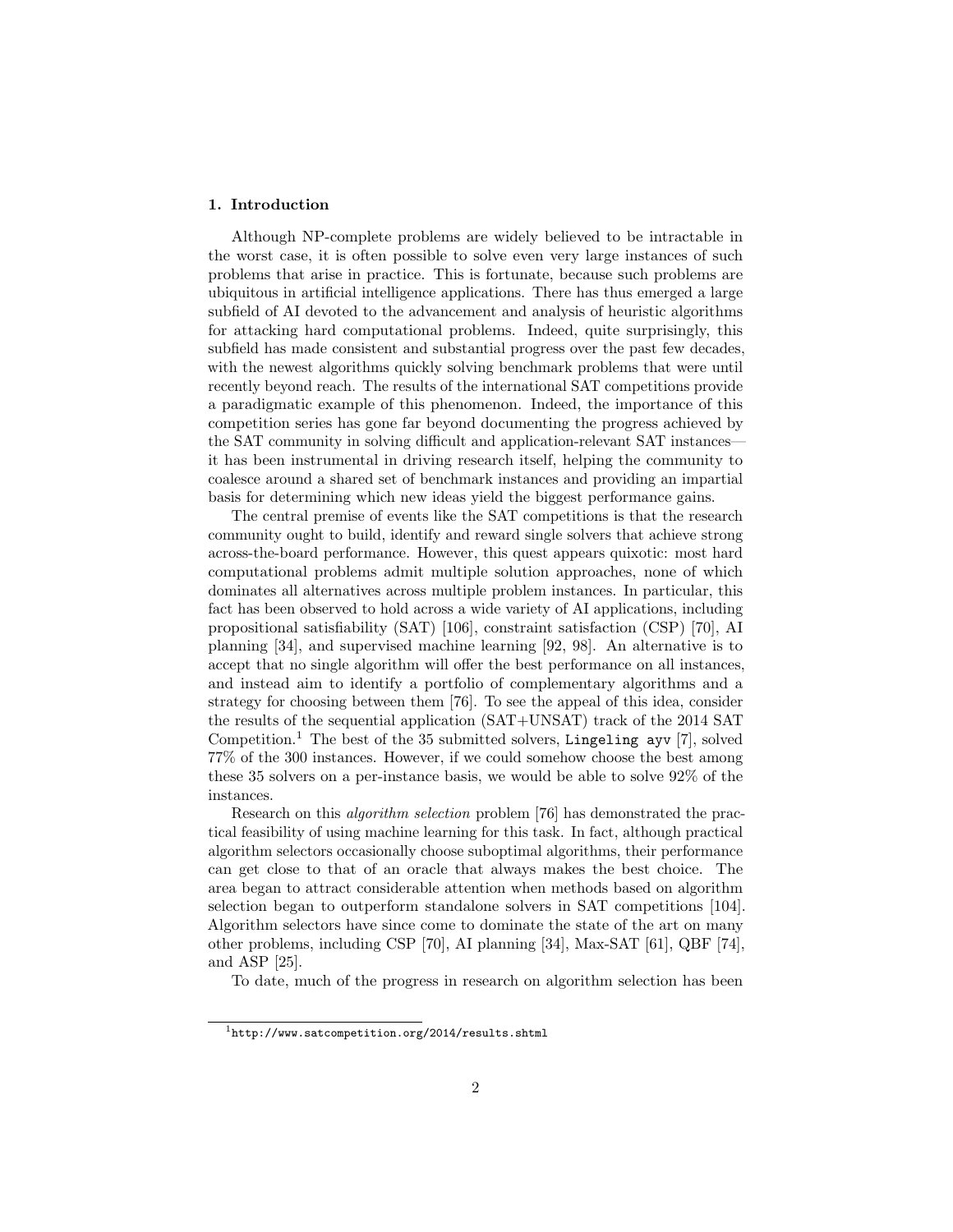## 1. Introduction

Although NP-complete problems are widely believed to be intractable in the worst case, it is often possible to solve even very large instances of such problems that arise in practice. This is fortunate, because such problems are ubiquitous in artificial intelligence applications. There has thus emerged a large subfield of AI devoted to the advancement and analysis of heuristic algorithms for attacking hard computational problems. Indeed, quite surprisingly, this subfield has made consistent and substantial progress over the past few decades, with the newest algorithms quickly solving benchmark problems that were until recently beyond reach. The results of the international SAT competitions provide a paradigmatic example of this phenomenon. Indeed, the importance of this competition series has gone far beyond documenting the progress achieved by the SAT community in solving difficult and application-relevant SAT instances—it has been instrumental in driving research itself, helping the community to coalesce around a shared set of benchmark instances and providing an impartial basis for determining which new ideas yield the biggest performance gains.

The central premise of events like the SAT competitions is that the research community ought to build, identify and reward single solvers that achieve strong across-the-board performance. However, this quest appears quixotic: most hard computational problems admit multiple solution approaches, none of which dominates all alternatives across multiple problem instances. In particular, this fact has been observed to hold across a wide variety of AI applications, including propositional satisfiability (SAT) [106], constraint satisfaction (CSP) [70], AI planning [34], and supervised machine learning [92, 98]. An alternative is to accept that no single algorithm will offer the best performance on all instances, and instead aim to identify a portfolio of complementary algorithms and a strategy for choosing between them [76]. To see the appeal of this idea, consider the results of the sequential application (SAT+UNSAT) track of the 2014 SAT Competition.[1] The best of the 35 submitted solvers, `Lingeling ayv` [7], solved 77% of the 300 instances. However, if we could somehow choose the best among these 35 solvers on a per-instance basis, we would be able to solve 92% of the instances.

Research on this *algorithm selection* problem [76] has demonstrated the practical feasibility of using machine learning for this task. In fact, although practical algorithm selectors occasionally choose suboptimal algorithms, their performance can get close to that of an oracle that always makes the best choice. The area began to attract considerable attention when methods based on algorithm selection began to outperform standalone solvers in SAT competitions [104]. Algorithm selectors have since come to dominate the state of the art on many other problems, including CSP [70], AI planning [34], Max-SAT [61], QBF [74], and ASP [25].

To date, much of the progress in research on algorithm selection has been

[1] `http://www.satcompetition.org/2014/results.shtml`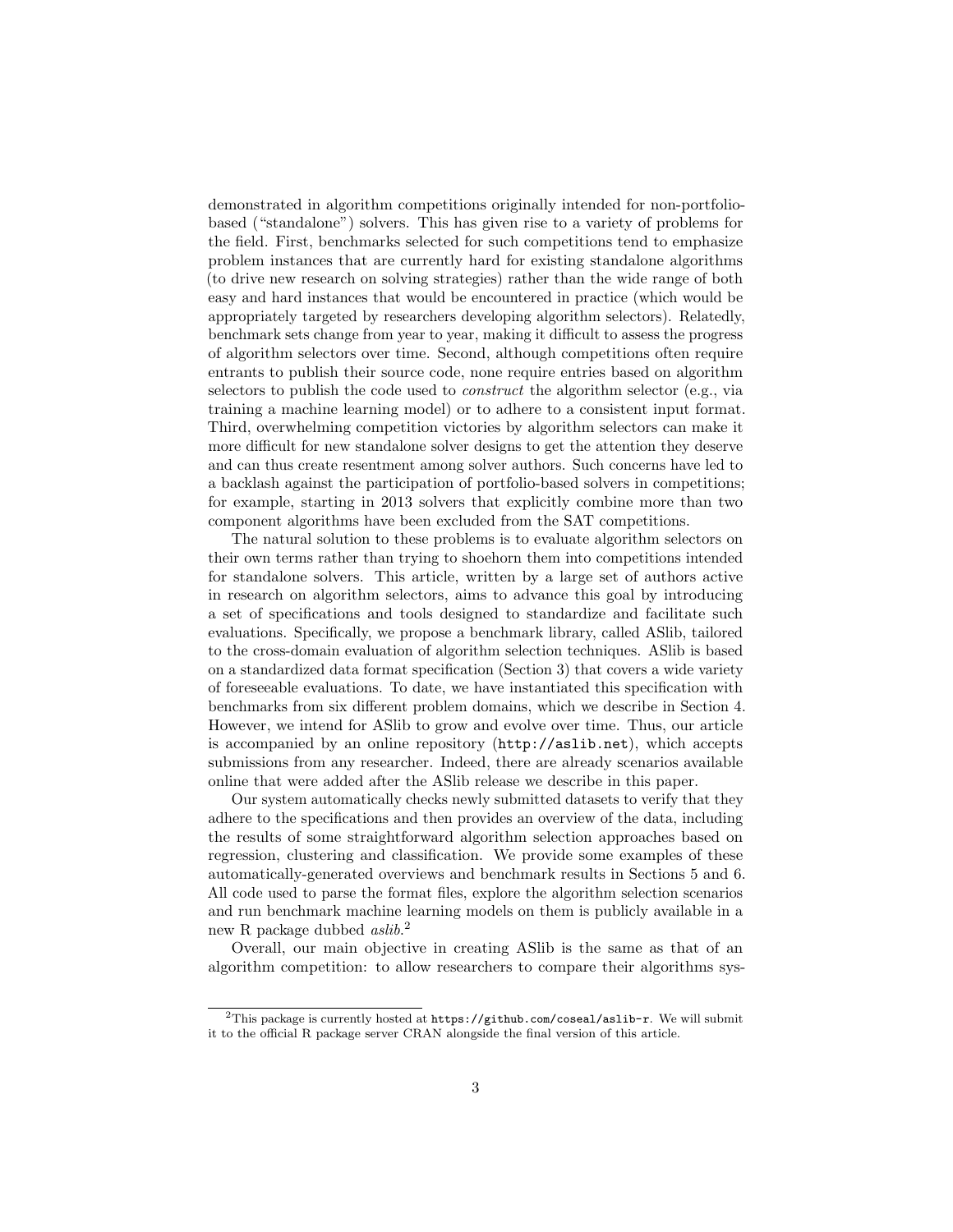demonstrated in algorithm competitions originally intended for non-portfolio-based ("standalone") solvers. This has given rise to a variety of problems for the field. First, benchmarks selected for such competitions tend to emphasize problem instances that are currently hard for existing standalone algorithms (to drive new research on solving strategies) rather than the wide range of both easy and hard instances that would be encountered in practice (which would be appropriately targeted by researchers developing algorithm selectors). Relatedly, benchmark sets change from year to year, making it difficult to assess the progress of algorithm selectors over time. Second, although competitions often require entrants to publish their source code, none require entries based on algorithm selectors to publish the code used to *construct* the algorithm selector (e.g., via training a machine learning model) or to adhere to a consistent input format. Third, overwhelming competition victories by algorithm selectors can make it more difficult for new standalone solver designs to get the attention they deserve and can thus create resentment among solver authors. Such concerns have led to a backlash against the participation of portfolio-based solvers in competitions; for example, starting in 2013 solvers that explicitly combine more than two component algorithms have been excluded from the SAT competitions.

The natural solution to these problems is to evaluate algorithm selectors on their own terms rather than trying to shoehorn them into competitions intended for standalone solvers. This article, written by a large set of authors active in research on algorithm selectors, aims to advance this goal by introducing a set of specifications and tools designed to standardize and facilitate such evaluations. Specifically, we propose a benchmark library, called ASlib, tailored to the cross-domain evaluation of algorithm selection techniques. ASlib is based on a standardized data format specification (Section 3) that covers a wide variety of foreseeable evaluations. To date, we have instantiated this specification with benchmarks from six different problem domains, which we describe in Section 4. However, we intend for ASlib to grow and evolve over time. Thus, our article is accompanied by an online repository (`http://aslib.net`), which accepts submissions from any researcher. Indeed, there are already scenarios available online that were added after the ASlib release we describe in this paper.

Our system automatically checks newly submitted datasets to verify that they adhere to the specifications and then provides an overview of the data, including the results of some straightforward algorithm selection approaches based on regression, clustering and classification. We provide some examples of these automatically-generated overviews and benchmark results in Sections 5 and 6. All code used to parse the format files, explore the algorithm selection scenarios and run benchmark machine learning models on them is publicly available in a new R package dubbed *aslib*.[2]

Overall, our main objective in creating ASlib is the same as that of an algorithm competition: to allow researchers to compare their algorithms sys-

[2] This package is currently hosted at `https://github.com/coseal/aslib-r`. We will submit it to the official R package server CRAN alongside the final version of this article.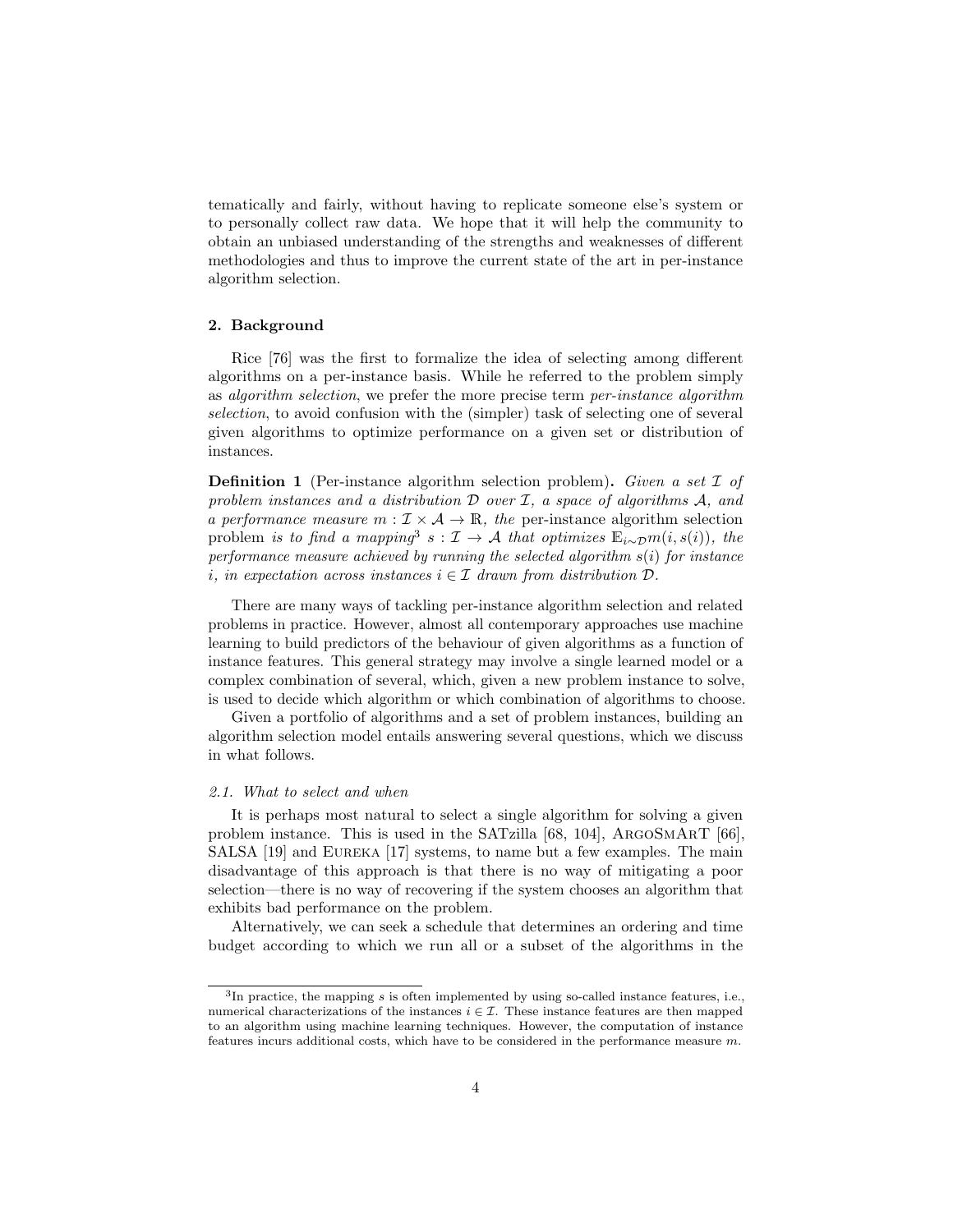tematically and fairly, without having to replicate someone else's system or to personally collect raw data. We hope that it will help the community to obtain an unbiased understanding of the strengths and weaknesses of different methodologies and thus to improve the current state of the art in per-instance algorithm selection.

## 2. Background

Rice [76] was the first to formalize the idea of selecting among different algorithms on a per-instance basis. While he referred to the problem simply as *algorithm selection*, we prefer the more precise term *per-instance algorithm selection*, to avoid confusion with the (simpler) task of selecting one of several given algorithms to optimize performance on a given set or distribution of instances.

**Definition 1** (Per-instance algorithm selection problem)**.** *Given a set $\mathcal{I}$ of problem instances and a distribution $\mathcal{D}$ over $\mathcal{I}$, a space of algorithms $\mathcal{A}$, and a performance measure $m : \mathcal{I} \times \mathcal{A} \rightarrow \mathbb{R}$, the* per-instance algorithm selection problem *is to find a mapping*[3] *$s : \mathcal{I} \rightarrow \mathcal{A}$ that optimizes $\mathbb{E}_{i \sim \mathcal{D}} m(i, s(i))$, the performance measure achieved by running the selected algorithm $s(i)$ for instance $i$, in expectation across instances $i \in \mathcal{I}$ drawn from distribution $\mathcal{D}$.*

There are many ways of tackling per-instance algorithm selection and related problems in practice. However, almost all contemporary approaches use machine learning to build predictors of the behaviour of given algorithms as a function of instance features. This general strategy may involve a single learned model or a complex combination of several, which, given a new problem instance to solve, is used to decide which algorithm or which combination of algorithms to choose.

Given a portfolio of algorithms and a set of problem instances, building an algorithm selection model entails answering several questions, which we discuss in what follows.

### *2.1. What to select and when*

It is perhaps most natural to select a single algorithm for solving a given problem instance. This is used in the SATzilla [68, 104], ArgoSmArT [66], SALSA [19] and Eureka [17] systems, to name but a few examples. The main disadvantage of this approach is that there is no way of mitigating a poor selection—there is no way of recovering if the system chooses an algorithm that exhibits bad performance on the problem.

Alternatively, we can seek a schedule that determines an ordering and time budget according to which we run all or a subset of the algorithms in the

[3] In practice, the mapping $s$ is often implemented by using so-called instance features, i.e., numerical characterizations of the instances $i \in \mathcal{I}$. These instance features are then mapped to an algorithm using machine learning techniques. However, the computation of instance features incurs additional costs, which have to be considered in the performance measure $m$.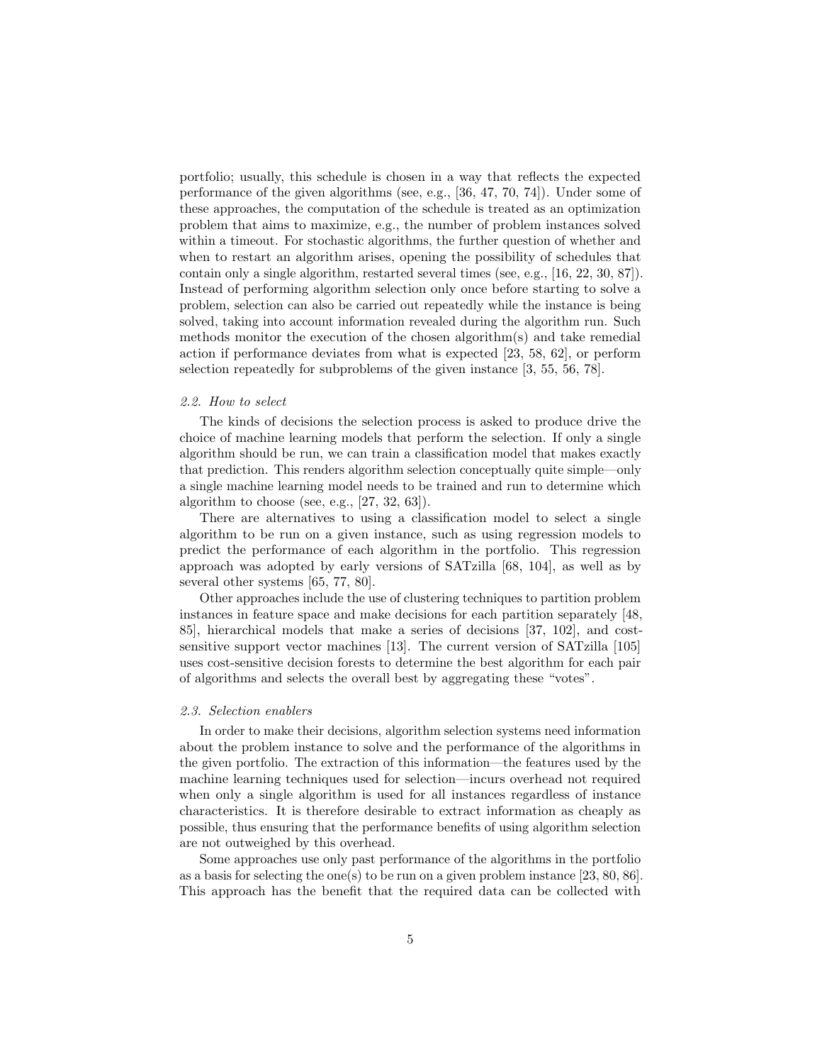portfolio; usually, this schedule is chosen in a way that reflects the expected performance of the given algorithms (see, e.g., [36, 47, 70, 74]). Under some of these approaches, the computation of the schedule is treated as an optimization problem that aims to maximize, e.g., the number of problem instances solved within a timeout. For stochastic algorithms, the further question of whether and when to restart an algorithm arises, opening the possibility of schedules that contain only a single algorithm, restarted several times (see, e.g., [16, 22, 30, 87]). Instead of performing algorithm selection only once before starting to solve a problem, selection can also be carried out repeatedly while the instance is being solved, taking into account information revealed during the algorithm run. Such methods monitor the execution of the chosen algorithm(s) and take remedial action if performance deviates from what is expected [23, 58, 62], or perform selection repeatedly for subproblems of the given instance [3, 55, 56, 78].

### *2.2. How to select*

The kinds of decisions the selection process is asked to produce drive the choice of machine learning models that perform the selection. If only a single algorithm should be run, we can train a classification model that makes exactly that prediction. This renders algorithm selection conceptually quite simple—only a single machine learning model needs to be trained and run to determine which algorithm to choose (see, e.g., [27, 32, 63]).

There are alternatives to using a classification model to select a single algorithm to be run on a given instance, such as using regression models to predict the performance of each algorithm in the portfolio. This regression approach was adopted by early versions of SATzilla [68, 104], as well as by several other systems [65, 77, 80].

Other approaches include the use of clustering techniques to partition problem instances in feature space and make decisions for each partition separately [48, 85], hierarchical models that make a series of decisions [37, 102], and cost-sensitive support vector machines [13]. The current version of SATzilla [105] uses cost-sensitive decision forests to determine the best algorithm for each pair of algorithms and selects the overall best by aggregating these "votes".

### *2.3. Selection enablers*

In order to make their decisions, algorithm selection systems need information about the problem instance to solve and the performance of the algorithms in the given portfolio. The extraction of this information—the features used by the machine learning techniques used for selection—incurs overhead not required when only a single algorithm is used for all instances regardless of instance characteristics. It is therefore desirable to extract information as cheaply as possible, thus ensuring that the performance benefits of using algorithm selection are not outweighed by this overhead.

Some approaches use only past performance of the algorithms in the portfolio as a basis for selecting the one(s) to be run on a given problem instance [23, 80, 86]. This approach has the benefit that the required data can be collected with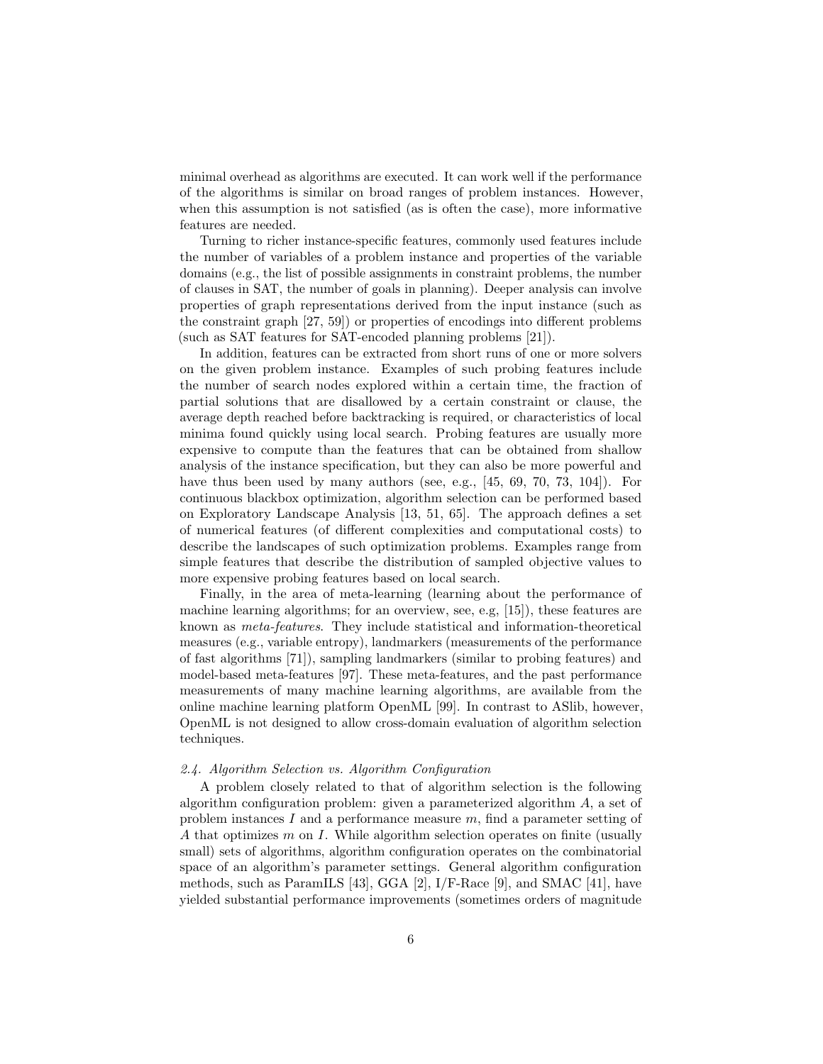minimal overhead as algorithms are executed. It can work well if the performance of the algorithms is similar on broad ranges of problem instances. However, when this assumption is not satisfied (as is often the case), more informative features are needed.

Turning to richer instance-specific features, commonly used features include the number of variables of a problem instance and properties of the variable domains (e.g., the list of possible assignments in constraint problems, the number of clauses in SAT, the number of goals in planning). Deeper analysis can involve properties of graph representations derived from the input instance (such as the constraint graph [27, 59]) or properties of encodings into different problems (such as SAT features for SAT-encoded planning problems [21]).

In addition, features can be extracted from short runs of one or more solvers on the given problem instance. Examples of such probing features include the number of search nodes explored within a certain time, the fraction of partial solutions that are disallowed by a certain constraint or clause, the average depth reached before backtracking is required, or characteristics of local minima found quickly using local search. Probing features are usually more expensive to compute than the features that can be obtained from shallow analysis of the instance specification, but they can also be more powerful and have thus been used by many authors (see, e.g., [45, 69, 70, 73, 104]). For continuous blackbox optimization, algorithm selection can be performed based on Exploratory Landscape Analysis [13, 51, 65]. The approach defines a set of numerical features (of different complexities and computational costs) to describe the landscapes of such optimization problems. Examples range from simple features that describe the distribution of sampled objective values to more expensive probing features based on local search.

Finally, in the area of meta-learning (learning about the performance of machine learning algorithms; for an overview, see, e.g, [15]), these features are known as *meta-features*. They include statistical and information-theoretical measures (e.g., variable entropy), landmarkers (measurements of the performance of fast algorithms [71]), sampling landmarkers (similar to probing features) and model-based meta-features [97]. These meta-features, and the past performance measurements of many machine learning algorithms, are available from the online machine learning platform OpenML [99]. In contrast to ASlib, however, OpenML is not designed to allow cross-domain evaluation of algorithm selection techniques.

### *2.4. Algorithm Selection vs. Algorithm Configuration*

A problem closely related to that of algorithm selection is the following algorithm configuration problem: given a parameterized algorithm $A$, a set of problem instances $I$ and a performance measure $m$, find a parameter setting of $A$ that optimizes $m$ on $I$. While algorithm selection operates on finite (usually small) sets of algorithms, algorithm configuration operates on the combinatorial space of an algorithm's parameter settings. General algorithm configuration methods, such as ParamILS [43], GGA [2], I/F-Race [9], and SMAC [41], have yielded substantial performance improvements (sometimes orders of magnitude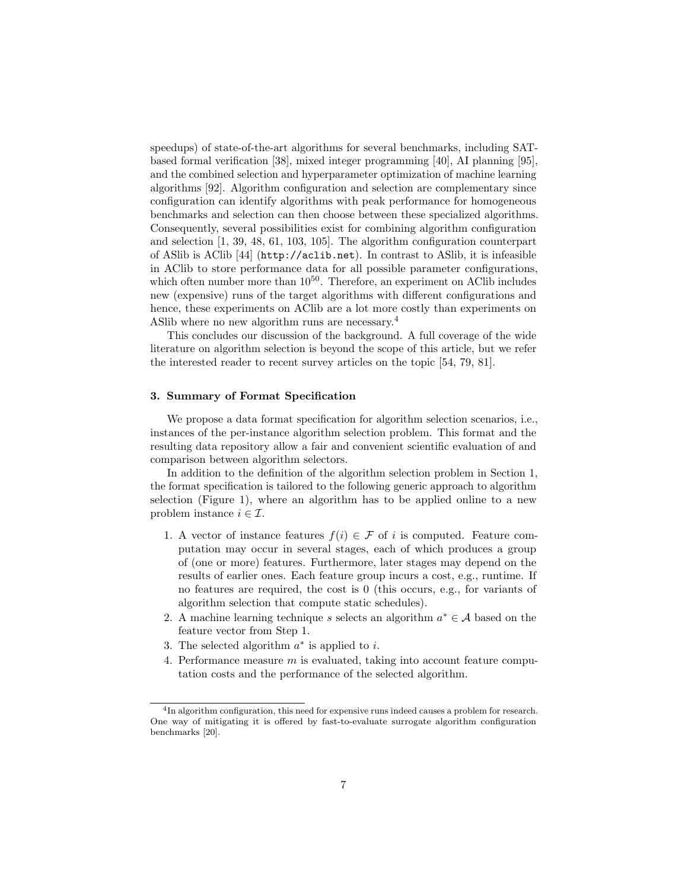speedups) of state-of-the-art algorithms for several benchmarks, including SAT-based formal verification [38], mixed integer programming [40], AI planning [95], and the combined selection and hyperparameter optimization of machine learning algorithms [92]. Algorithm configuration and selection are complementary since configuration can identify algorithms with peak performance for homogeneous benchmarks and selection can then choose between these specialized algorithms. Consequently, several possibilities exist for combining algorithm configuration and selection [1, 39, 48, 61, 103, 105]. The algorithm configuration counterpart of ASlib is AClib [44] (`http://aclib.net`). In contrast to ASlib, it is infeasible in AClib to store performance data for all possible parameter configurations, which often number more than $10^{50}$. Therefore, an experiment on AClib includes new (expensive) runs of the target algorithms with different configurations and hence, these experiments on AClib are a lot more costly than experiments on ASlib where no new algorithm runs are necessary.[4]

This concludes our discussion of the background. A full coverage of the wide literature on algorithm selection is beyond the scope of this article, but we refer the interested reader to recent survey articles on the topic [54, 79, 81].

### 3. Summary of Format Specification

We propose a data format specification for algorithm selection scenarios, i.e., instances of the per-instance algorithm selection problem. This format and the resulting data repository allow a fair and convenient scientific evaluation of and comparison between algorithm selectors.

In addition to the definition of the algorithm selection problem in Section 1, the format specification is tailored to the following generic approach to algorithm selection (Figure 1), where an algorithm has to be applied online to a new problem instance $i \in \mathcal{I}$.

1. A vector of instance features $f(i) \in \mathcal{F}$ of $i$ is computed. Feature computation may occur in several stages, each of which produces a group of (one or more) features. Furthermore, later stages may depend on the results of earlier ones. Each feature group incurs a cost, e.g., runtime. If no features are required, the cost is 0 (this occurs, e.g., for variants of algorithm selection that compute static schedules).
2. A machine learning technique $s$ selects an algorithm $a^* \in \mathcal{A}$ based on the feature vector from Step 1.
3. The selected algorithm $a^*$ is applied to $i$.
4. Performance measure $m$ is evaluated, taking into account feature computation costs and the performance of the selected algorithm.

[4] In algorithm configuration, this need for expensive runs indeed causes a problem for research. One way of mitigating it is offered by fast-to-evaluate surrogate algorithm configuration benchmarks [20].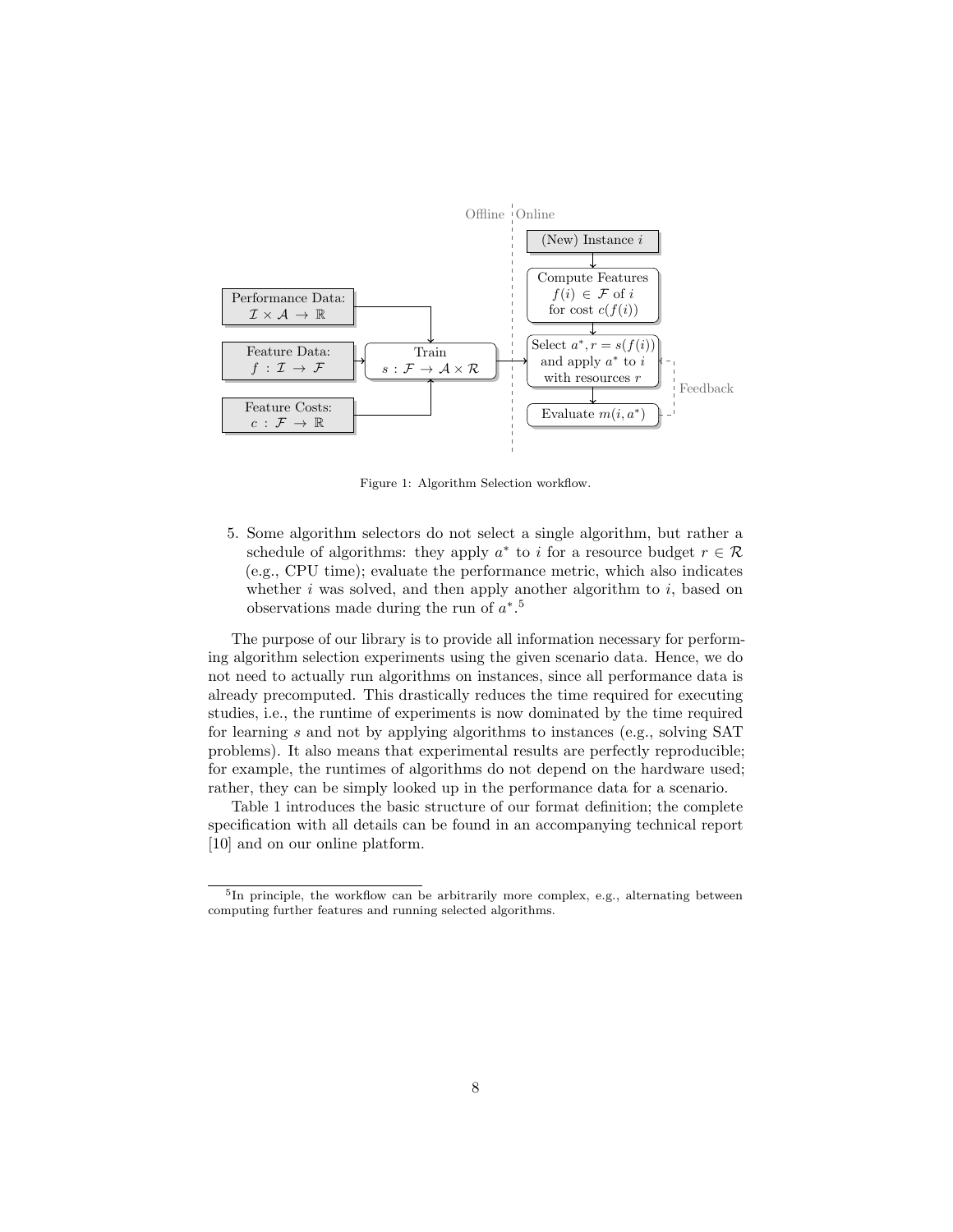Figure 1: Algorithm Selection workflow.

5. Some algorithm selectors do not select a single algorithm, but rather a schedule of algorithms: they apply $a^*$ to $i$ for a resource budget $r \in \mathcal{R}$ (e.g., CPU time); evaluate the performance metric, which also indicates whether $i$ was solved, and then apply another algorithm to $i$, based on observations made during the run of $a^*$.[5]

The purpose of our library is to provide all information necessary for performing algorithm selection experiments using the given scenario data. Hence, we do not need to actually run algorithms on instances, since all performance data is already precomputed. This drastically reduces the time required for executing studies, i.e., the runtime of experiments is now dominated by the time required for learning $s$ and not by applying algorithms to instances (e.g., solving SAT problems). It also means that experimental results are perfectly reproducible; for example, the runtimes of algorithms do not depend on the hardware used; rather, they can be simply looked up in the performance data for a scenario.

Table 1 introduces the basic structure of our format definition; the complete specification with all details can be found in an accompanying technical report [10] and on our online platform.

[5] In principle, the workflow can be arbitrarily more complex, e.g., alternating between computing further features and running selected algorithms.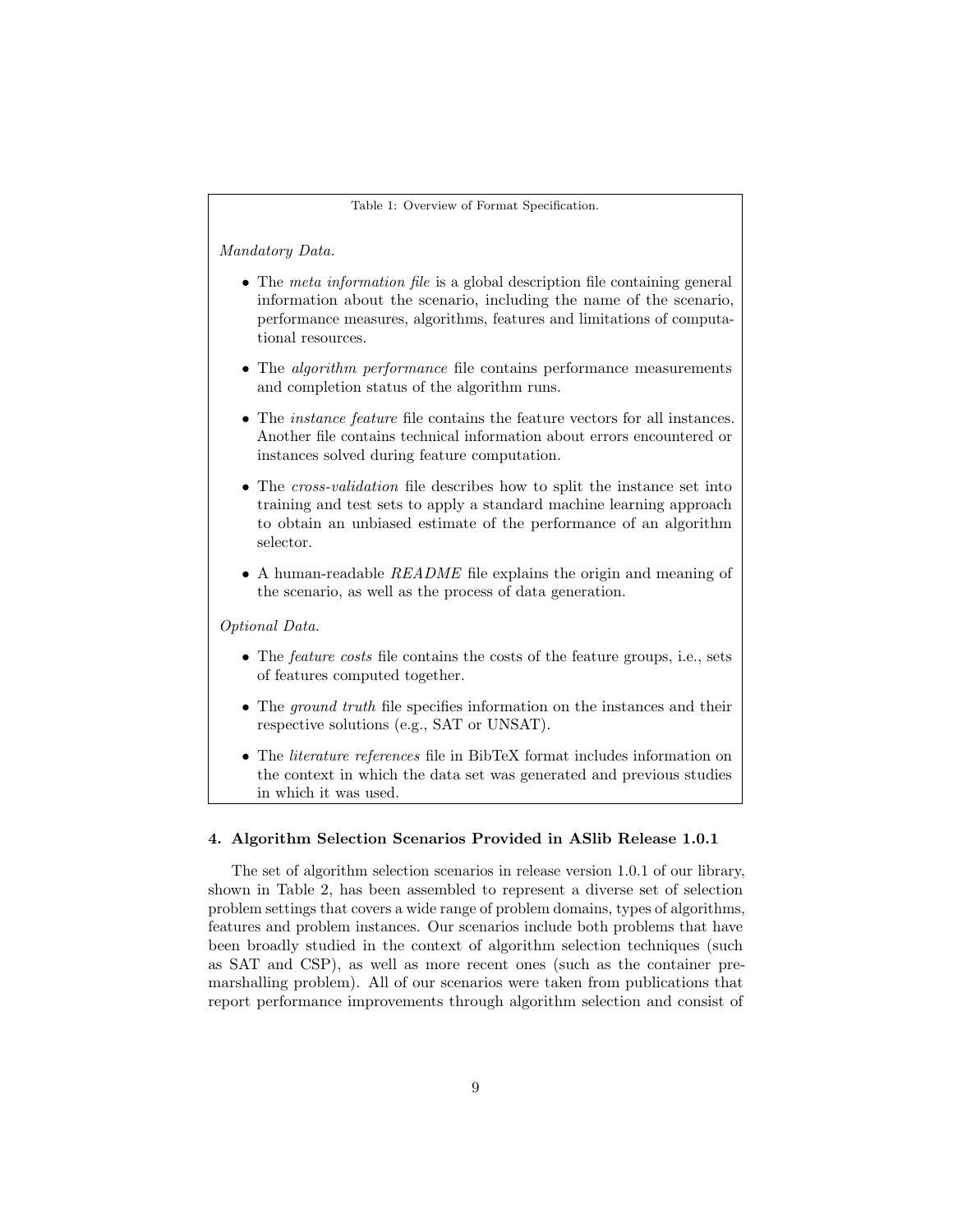Table 1: Overview of Format Specification.

*Mandatory Data.*

- The *meta information file* is a global description file containing general information about the scenario, including the name of the scenario, performance measures, algorithms, features and limitations of computational resources.
- The *algorithm performance* file contains performance measurements and completion status of the algorithm runs.
- The *instance feature* file contains the feature vectors for all instances. Another file contains technical information about errors encountered or instances solved during feature computation.
- The *cross-validation* file describes how to split the instance set into training and test sets to apply a standard machine learning approach to obtain an unbiased estimate of the performance of an algorithm selector.
- A human-readable *README* file explains the origin and meaning of the scenario, as well as the process of data generation.

*Optional Data.*

- The *feature costs* file contains the costs of the feature groups, i.e., sets of features computed together.
- The *ground truth* file specifies information on the instances and their respective solutions (e.g., SAT or UNSAT).
- The *literature references* file in BibTeX format includes information on the context in which the data set was generated and previous studies in which it was used.

## 4. Algorithm Selection Scenarios Provided in ASlib Release 1.0.1

The set of algorithm selection scenarios in release version 1.0.1 of our library, shown in Table 2, has been assembled to represent a diverse set of selection problem settings that covers a wide range of problem domains, types of algorithms, features and problem instances. Our scenarios include both problems that have been broadly studied in the context of algorithm selection techniques (such as SAT and CSP), as well as more recent ones (such as the container pre-marshalling problem). All of our scenarios were taken from publications that report performance improvements through algorithm selection and consist of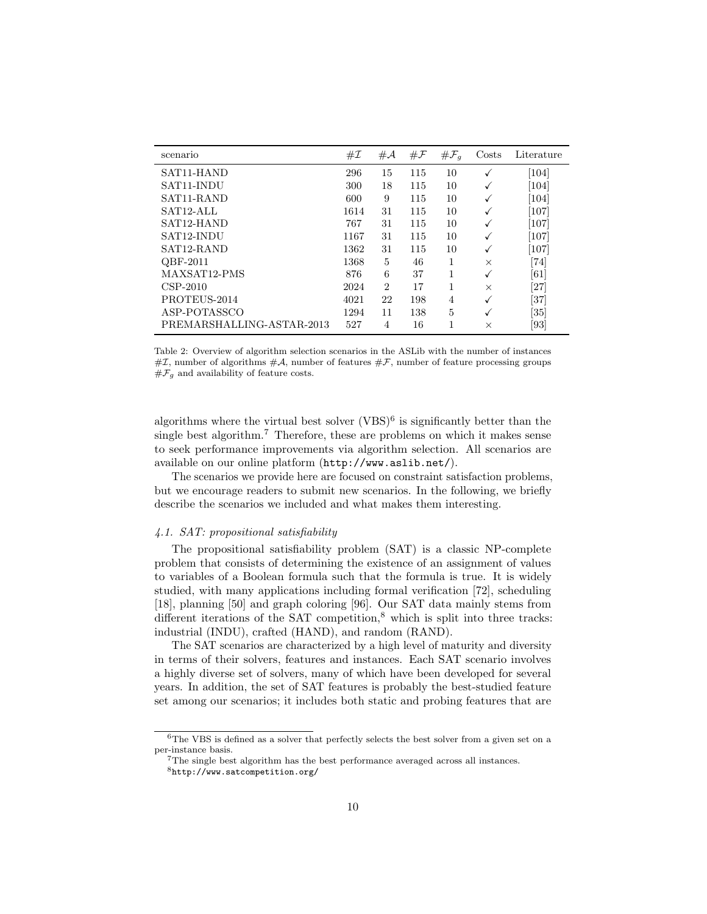| scenario | $\#\mathcal{I}$ | $\#\mathcal{A}$ | $\#\mathcal{F}$ | $\#\mathcal{F}_g$ | Costs | Literature |
|---|---|---|---|---|---|---|
| SAT11-HAND | 296 | 15 | 115 | 10 | ✓ | [104] |
| SAT11-INDU | 300 | 18 | 115 | 10 | ✓ | [104] |
| SAT11-RAND | 600 | 9 | 115 | 10 | ✓ | [104] |
| SAT12-ALL | 1614 | 31 | 115 | 10 | ✓ | [107] |
| SAT12-HAND | 767 | 31 | 115 | 10 | ✓ | [107] |
| SAT12-INDU | 1167 | 31 | 115 | 10 | ✓ | [107] |
| SAT12-RAND | 1362 | 31 | 115 | 10 | ✓ | [107] |
| QBF-2011 | 1368 | 5 | 46 | 1 | × | [74] |
| MAXSAT12-PMS | 876 | 6 | 37 | 1 | ✓ | [61] |
| CSP-2010 | 2024 | 2 | 17 | 1 | × | [27] |
| PROTEUS-2014 | 4021 | 22 | 198 | 4 | ✓ | [37] |
| ASP-POTASSCO | 1294 | 11 | 138 | 5 | ✓ | [35] |
| PREMARSHALLING-ASTAR-2013 | 527 | 4 | 16 | 1 | × | [93] |

Table 2: Overview of algorithm selection scenarios in the ASLib with the number of instances $\#\mathcal{I}$, number of algorithms $\#\mathcal{A}$, number of features $\#\mathcal{F}$, number of feature processing groups $\#\mathcal{F}_g$ and availability of feature costs.

algorithms where the virtual best solver (VBS)[6] is significantly better than the single best algorithm.[7] Therefore, these are problems on which it makes sense to seek performance improvements via algorithm selection. All scenarios are available on our online platform (`http://www.aslib.net/`).

The scenarios we provide here are focused on constraint satisfaction problems, but we encourage readers to submit new scenarios. In the following, we briefly describe the scenarios we included and what makes them interesting.

### *4.1. SAT: propositional satisfiability*

The propositional satisfiability problem (SAT) is a classic NP-complete problem that consists of determining the existence of an assignment of values to variables of a Boolean formula such that the formula is true. It is widely studied, with many applications including formal verification [72], scheduling [18], planning [50] and graph coloring [96]. Our SAT data mainly stems from different iterations of the SAT competition,[8] which is split into three tracks: industrial (INDU), crafted (HAND), and random (RAND).

The SAT scenarios are characterized by a high level of maturity and diversity in terms of their solvers, features and instances. Each SAT scenario involves a highly diverse set of solvers, many of which have been developed for several years. In addition, the set of SAT features is probably the best-studied feature set among our scenarios; it includes both static and probing features that are

[6] The VBS is defined as a solver that perfectly selects the best solver from a given set on a per-instance basis.

[7] The single best algorithm has the best performance averaged across all instances.

[8] `http://www.satcompetition.org/`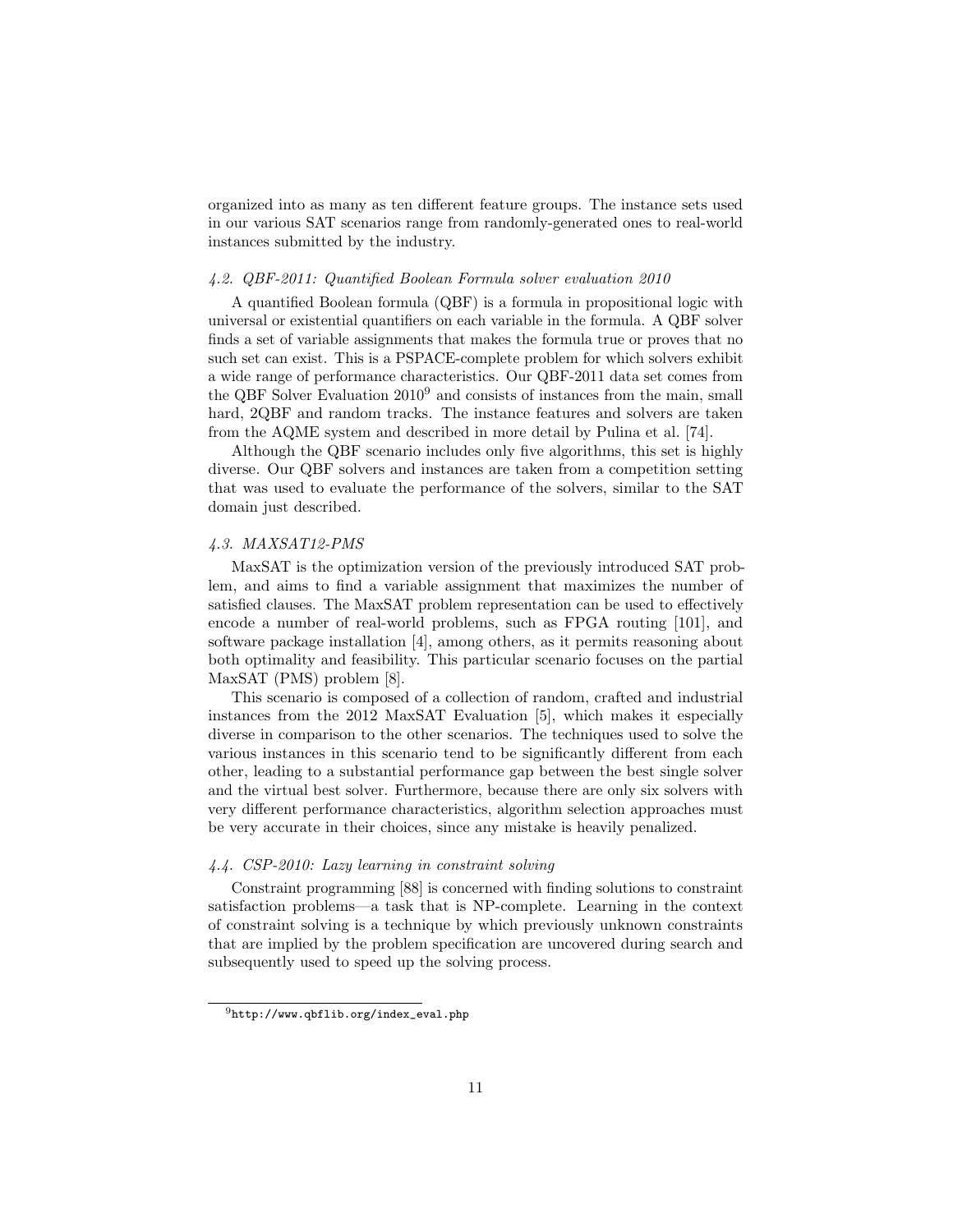organized into as many as ten different feature groups. The instance sets used in our various SAT scenarios range from randomly-generated ones to real-world instances submitted by the industry.

#### *4.2. QBF-2011: Quantified Boolean Formula solver evaluation 2010*

A quantified Boolean formula (QBF) is a formula in propositional logic with universal or existential quantifiers on each variable in the formula. A QBF solver finds a set of variable assignments that makes the formula true or proves that no such set can exist. This is a PSPACE-complete problem for which solvers exhibit a wide range of performance characteristics. Our QBF-2011 data set comes from the QBF Solver Evaluation 2010[9] and consists of instances from the main, small hard, 2QBF and random tracks. The instance features and solvers are taken from the AQME system and described in more detail by Pulina et al. [74].

Although the QBF scenario includes only five algorithms, this set is highly diverse. Our QBF solvers and instances are taken from a competition setting that was used to evaluate the performance of the solvers, similar to the SAT domain just described.

#### *4.3. MAXSAT12-PMS*

MaxSAT is the optimization version of the previously introduced SAT problem, and aims to find a variable assignment that maximizes the number of satisfied clauses. The MaxSAT problem representation can be used to effectively encode a number of real-world problems, such as FPGA routing [101], and software package installation [4], among others, as it permits reasoning about both optimality and feasibility. This particular scenario focuses on the partial MaxSAT (PMS) problem [8].

This scenario is composed of a collection of random, crafted and industrial instances from the 2012 MaxSAT Evaluation [5], which makes it especially diverse in comparison to the other scenarios. The techniques used to solve the various instances in this scenario tend to be significantly different from each other, leading to a substantial performance gap between the best single solver and the virtual best solver. Furthermore, because there are only six solvers with very different performance characteristics, algorithm selection approaches must be very accurate in their choices, since any mistake is heavily penalized.

#### *4.4. CSP-2010: Lazy learning in constraint solving*

Constraint programming [88] is concerned with finding solutions to constraint satisfaction problems—a task that is NP-complete. Learning in the context of constraint solving is a technique by which previously unknown constraints that are implied by the problem specification are uncovered during search and subsequently used to speed up the solving process.

[9] http://www.qbflib.org/index_eval.php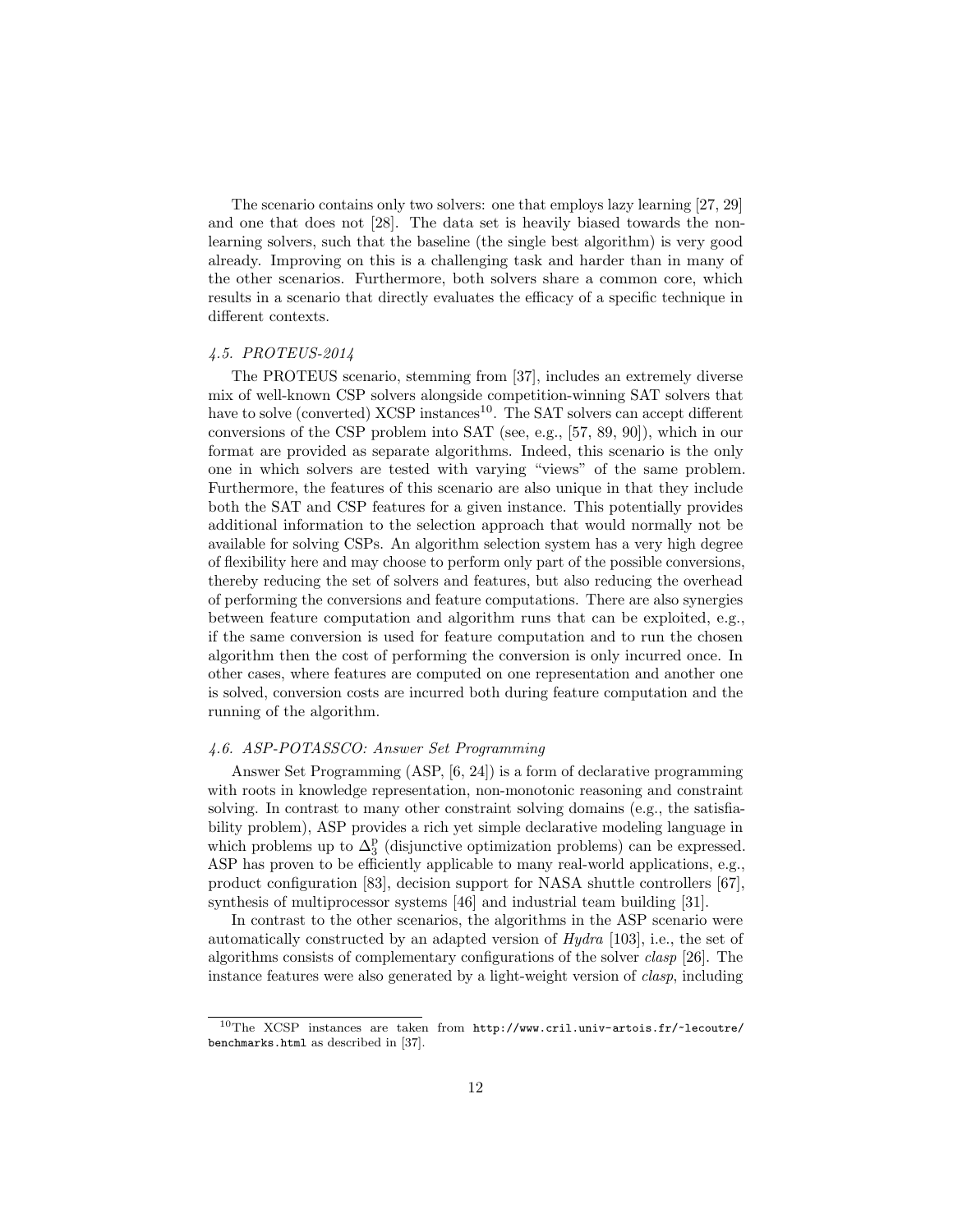The scenario contains only two solvers: one that employs lazy learning [27, 29] and one that does not [28]. The data set is heavily biased towards the non-learning solvers, such that the baseline (the single best algorithm) is very good already. Improving on this is a challenging task and harder than in many of the other scenarios. Furthermore, both solvers share a common core, which results in a scenario that directly evaluates the efficacy of a specific technique in different contexts.

### *4.5. PROTEUS-2014*

The PROTEUS scenario, stemming from [37], includes an extremely diverse mix of well-known CSP solvers alongside competition-winning SAT solvers that have to solve (converted) XCSP instances[10]. The SAT solvers can accept different conversions of the CSP problem into SAT (see, e.g., [57, 89, 90]), which in our format are provided as separate algorithms. Indeed, this scenario is the only one in which solvers are tested with varying "views" of the same problem. Furthermore, the features of this scenario are also unique in that they include both the SAT and CSP features for a given instance. This potentially provides additional information to the selection approach that would normally not be available for solving CSPs. An algorithm selection system has a very high degree of flexibility here and may choose to perform only part of the possible conversions, thereby reducing the set of solvers and features, but also reducing the overhead of performing the conversions and feature computations. There are also synergies between feature computation and algorithm runs that can be exploited, e.g., if the same conversion is used for feature computation and to run the chosen algorithm then the cost of performing the conversion is only incurred once. In other cases, where features are computed on one representation and another one is solved, conversion costs are incurred both during feature computation and the running of the algorithm.

### *4.6. ASP-POTASSCO: Answer Set Programming*

Answer Set Programming (ASP, [6, 24]) is a form of declarative programming with roots in knowledge representation, non-monotonic reasoning and constraint solving. In contrast to many other constraint solving domains (e.g., the satisfiability problem), ASP provides a rich yet simple declarative modeling language in which problems up to $\Delta_3^p$ (disjunctive optimization problems) can be expressed. ASP has proven to be efficiently applicable to many real-world applications, e.g., product configuration [83], decision support for NASA shuttle controllers [67], synthesis of multiprocessor systems [46] and industrial team building [31].

In contrast to the other scenarios, the algorithms in the ASP scenario were automatically constructed by an adapted version of *Hydra* [103], i.e., the set of algorithms consists of complementary configurations of the solver *clasp* [26]. The instance features were also generated by a light-weight version of *clasp*, including

---

[10] The XCSP instances are taken from `http://www.cril.univ-artois.fr/~lecoutre/benchmarks.html` as described in [37].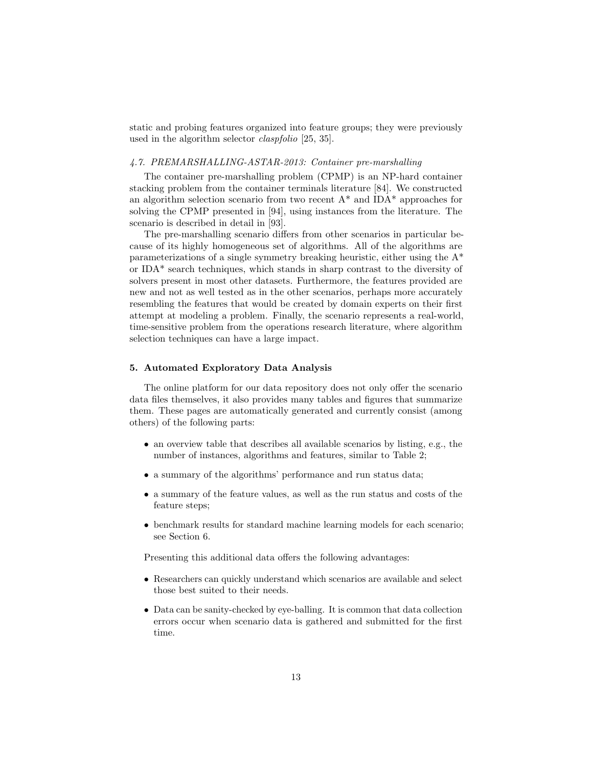static and probing features organized into feature groups; they were previously used in the algorithm selector *claspfolio* [25, 35].

### 4.7. PREMARSHALLING-ASTAR-2013: Container pre-marshalling

The container pre-marshalling problem (CPMP) is an NP-hard container stacking problem from the container terminals literature [84]. We constructed an algorithm selection scenario from two recent A* and IDA* approaches for solving the CPMP presented in [94], using instances from the literature. The scenario is described in detail in [93].

The pre-marshalling scenario differs from other scenarios in particular because of its highly homogeneous set of algorithms. All of the algorithms are parameterizations of a single symmetry breaking heuristic, either using the A* or IDA* search techniques, which stands in sharp contrast to the diversity of solvers present in most other datasets. Furthermore, the features provided are new and not as well tested as in the other scenarios, perhaps more accurately resembling the features that would be created by domain experts on their first attempt at modeling a problem. Finally, the scenario represents a real-world, time-sensitive problem from the operations research literature, where algorithm selection techniques can have a large impact.

## 5. Automated Exploratory Data Analysis

The online platform for our data repository does not only offer the scenario data files themselves, it also provides many tables and figures that summarize them. These pages are automatically generated and currently consist (among others) of the following parts:

- an overview table that describes all available scenarios by listing, e.g., the number of instances, algorithms and features, similar to Table 2;
- a summary of the algorithms' performance and run status data;
- a summary of the feature values, as well as the run status and costs of the feature steps;
- benchmark results for standard machine learning models for each scenario; see Section 6.

Presenting this additional data offers the following advantages:

- Researchers can quickly understand which scenarios are available and select those best suited to their needs.
- Data can be sanity-checked by eye-balling. It is common that data collection errors occur when scenario data is gathered and submitted for the first time.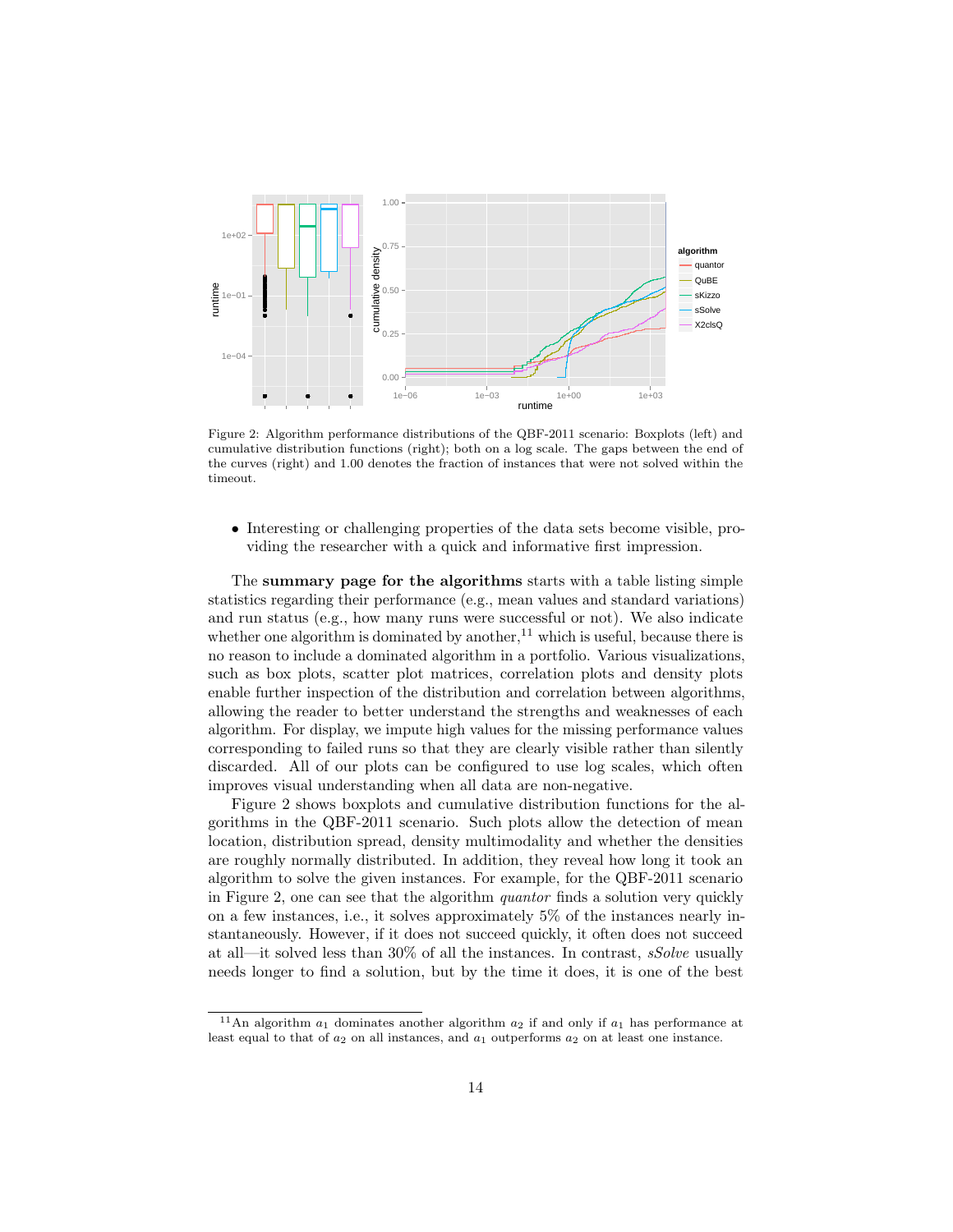Figure 2: Algorithm performance distributions of the QBF-2011 scenario: Boxplots (left) and cumulative distribution functions (right); both on a log scale. The gaps between the end of the curves (right) and 1.00 denotes the fraction of instances that were not solved within the timeout.

- Interesting or challenging properties of the data sets become visible, providing the researcher with a quick and informative first impression.

The **summary page for the algorithms** starts with a table listing simple statistics regarding their performance (e.g., mean values and standard variations) and run status (e.g., how many runs were successful or not). We also indicate whether one algorithm is dominated by another,[11] which is useful, because there is no reason to include a dominated algorithm in a portfolio. Various visualizations, such as box plots, scatter plot matrices, correlation plots and density plots enable further inspection of the distribution and correlation between algorithms, allowing the reader to better understand the strengths and weaknesses of each algorithm. For display, we impute high values for the missing performance values corresponding to failed runs so that they are clearly visible rather than silently discarded. All of our plots can be configured to use log scales, which often improves visual understanding when all data are non-negative.

Figure 2 shows boxplots and cumulative distribution functions for the algorithms in the QBF-2011 scenario. Such plots allow the detection of mean location, distribution spread, density multimodality and whether the densities are roughly normally distributed. In addition, they reveal how long it took an algorithm to solve the given instances. For example, for the QBF-2011 scenario in Figure 2, one can see that the algorithm *quantor* finds a solution very quickly on a few instances, i.e., it solves approximately 5% of the instances nearly instantaneously. However, if it does not succeed quickly, it often does not succeed at all—it solved less than 30% of all the instances. In contrast, *sSolve* usually needs longer to find a solution, but by the time it does, it is one of the best

[11] An algorithm $a_1$ dominates another algorithm $a_2$ if and only if $a_1$ has performance at least equal to that of $a_2$ on all instances, and $a_1$ outperforms $a_2$ on at least one instance.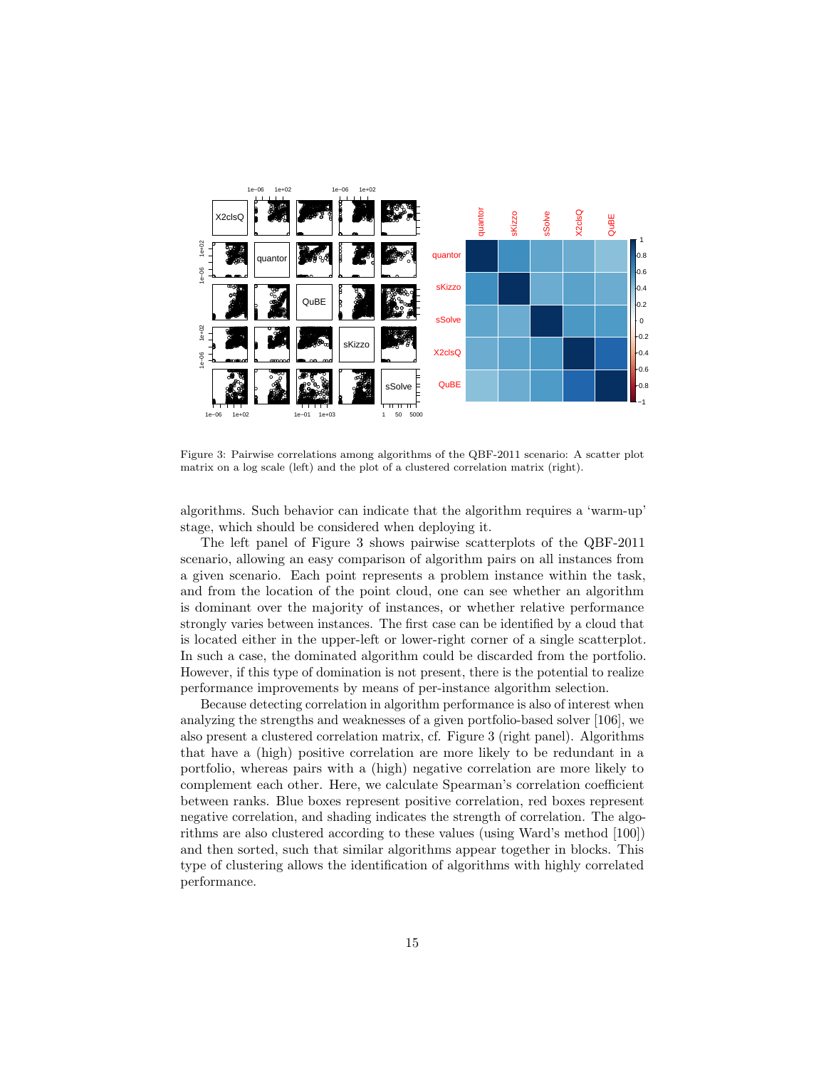Figure 3: Pairwise correlations among algorithms of the QBF-2011 scenario: A scatter plot matrix on a log scale (left) and the plot of a clustered correlation matrix (right).

algorithms. Such behavior can indicate that the algorithm requires a 'warm-up' stage, which should be considered when deploying it.

The left panel of Figure 3 shows pairwise scatterplots of the QBF-2011 scenario, allowing an easy comparison of algorithm pairs on all instances from a given scenario. Each point represents a problem instance within the task, and from the location of the point cloud, one can see whether an algorithm is dominant over the majority of instances, or whether relative performance strongly varies between instances. The first case can be identified by a cloud that is located either in the upper-left or lower-right corner of a single scatterplot. In such a case, the dominated algorithm could be discarded from the portfolio. However, if this type of domination is not present, there is the potential to realize performance improvements by means of per-instance algorithm selection.

Because detecting correlation in algorithm performance is also of interest when analyzing the strengths and weaknesses of a given portfolio-based solver [106], we also present a clustered correlation matrix, cf. Figure 3 (right panel). Algorithms that have a (high) positive correlation are more likely to be redundant in a portfolio, whereas pairs with a (high) negative correlation are more likely to complement each other. Here, we calculate Spearman's correlation coefficient between ranks. Blue boxes represent positive correlation, red boxes represent negative correlation, and shading indicates the strength of correlation. The algorithms are also clustered according to these values (using Ward's method [100]) and then sorted, such that similar algorithms appear together in blocks. This type of clustering allows the identification of algorithms with highly correlated performance.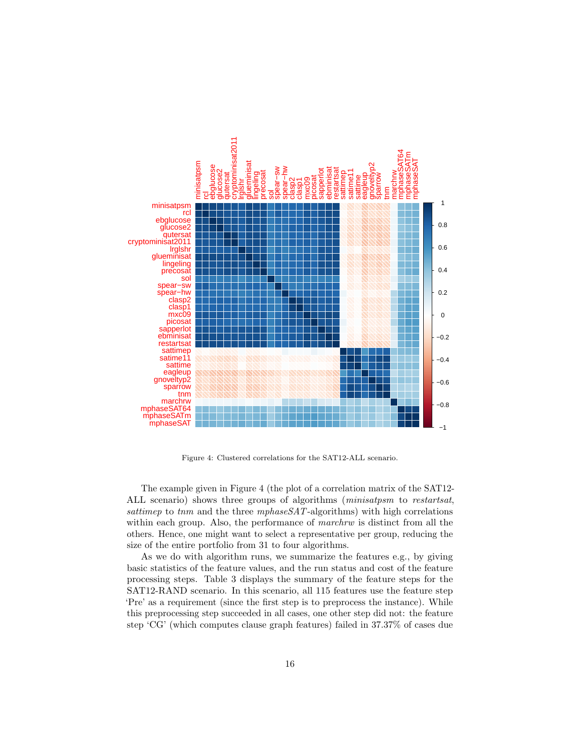Figure 4: Clustered correlations for the SAT12-ALL scenario.

The example given in Figure 4 (the plot of a correlation matrix of the SAT12-ALL scenario) shows three groups of algorithms (*minisatpsm* to *restartsat*, *sattimep* to *tnm* and the three *mphaseSAT*-algorithms) with high correlations within each group. Also, the performance of *marchrw* is distinct from all the others. Hence, one might want to select a representative per group, reducing the size of the entire portfolio from 31 to four algorithms.

As we do with algorithm runs, we summarize the features e.g., by giving basic statistics of the feature values, and the run status and cost of the feature processing steps. Table 3 displays the summary of the feature steps for the SAT12-RAND scenario. In this scenario, all 115 features use the feature step 'Pre' as a requirement (since the first step is to preprocess the instance). While this preprocessing step succeeded in all cases, one other step did not: the feature step 'CG' (which computes clause graph features) failed in 37.37% of cases due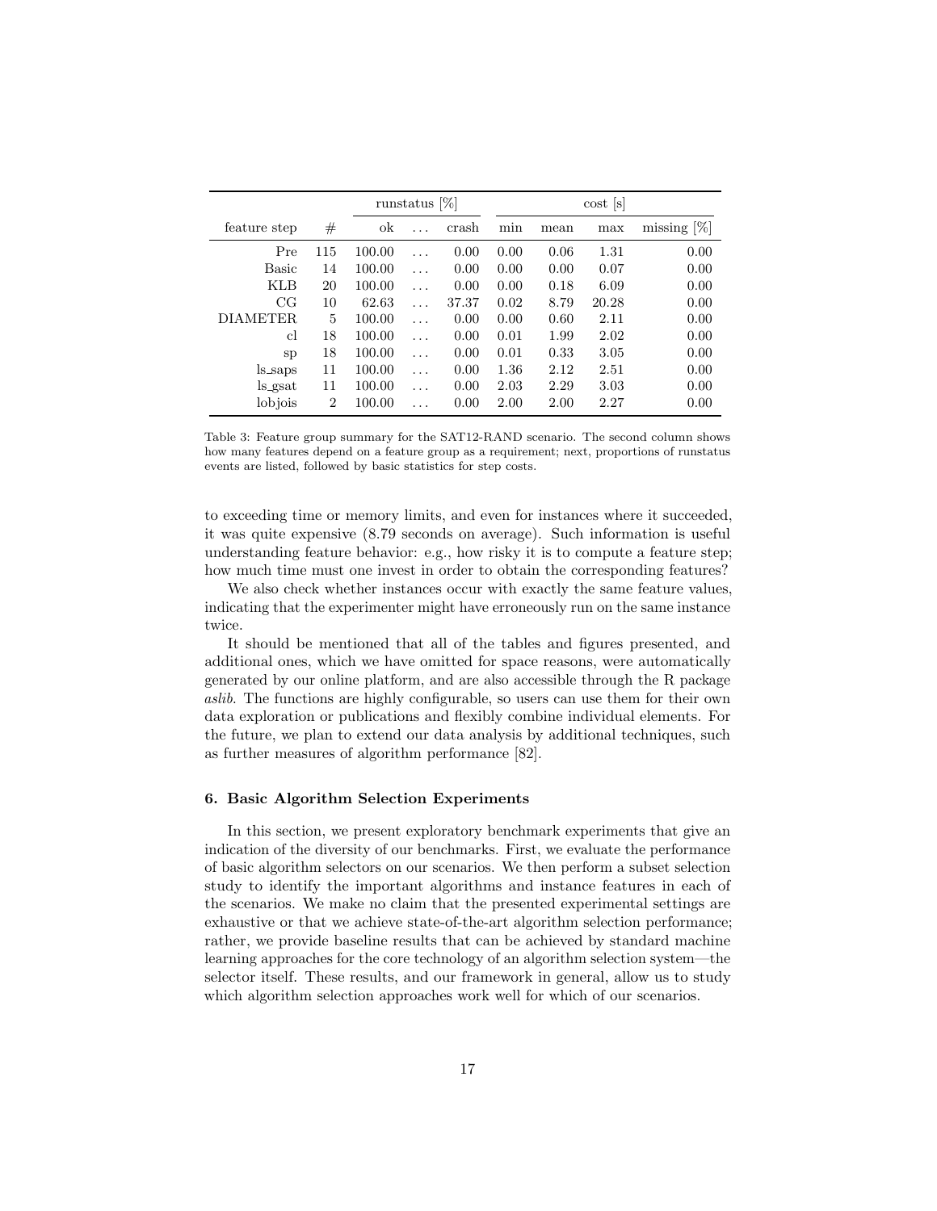| feature step | # | runstatus [%] ok | ... | crash | cost [s] min | mean | max | missing [%] |
|---|---|---|---|---|---|---|---|---|
| Pre | 115 | 100.00 | ... | 0.00 | 0.00 | 0.06 | 1.31 | 0.00 |
| Basic | 14 | 100.00 | ... | 0.00 | 0.00 | 0.00 | 0.07 | 0.00 |
| KLB | 20 | 100.00 | ... | 0.00 | 0.00 | 0.18 | 6.09 | 0.00 |
| CG | 10 | 62.63 | ... | 37.37 | 0.02 | 8.79 | 20.28 | 0.00 |
| DIAMETER | 5 | 100.00 | ... | 0.00 | 0.00 | 0.60 | 2.11 | 0.00 |
| cl | 18 | 100.00 | ... | 0.00 | 0.01 | 1.99 | 2.02 | 0.00 |
| sp | 18 | 100.00 | ... | 0.00 | 0.01 | 0.33 | 3.05 | 0.00 |
| ls_saps | 11 | 100.00 | ... | 0.00 | 1.36 | 2.12 | 2.51 | 0.00 |
| ls_gsat | 11 | 100.00 | ... | 0.00 | 2.03 | 2.29 | 3.03 | 0.00 |
| lobjois | 2 | 100.00 | ... | 0.00 | 2.00 | 2.00 | 2.27 | 0.00 |

Table 3: Feature group summary for the SAT12-RAND scenario. The second column shows how many features depend on a feature group as a requirement; next, proportions of runstatus events are listed, followed by basic statistics for step costs.

to exceeding time or memory limits, and even for instances where it succeeded, it was quite expensive (8.79 seconds on average). Such information is useful understanding feature behavior: e.g., how risky it is to compute a feature step; how much time must one invest in order to obtain the corresponding features?

We also check whether instances occur with exactly the same feature values, indicating that the experimenter might have erroneously run on the same instance twice.

It should be mentioned that all of the tables and figures presented, and additional ones, which we have omitted for space reasons, were automatically generated by our online platform, and are also accessible through the R package *aslib*. The functions are highly configurable, so users can use them for their own data exploration or publications and flexibly combine individual elements. For the future, we plan to extend our data analysis by additional techniques, such as further measures of algorithm performance [82].

## 6. Basic Algorithm Selection Experiments

In this section, we present exploratory benchmark experiments that give an indication of the diversity of our benchmarks. First, we evaluate the performance of basic algorithm selectors on our scenarios. We then perform a subset selection study to identify the important algorithms and instance features in each of the scenarios. We make no claim that the presented experimental settings are exhaustive or that we achieve state-of-the-art algorithm selection performance; rather, we provide baseline results that can be achieved by standard machine learning approaches for the core technology of an algorithm selection system—the selector itself. These results, and our framework in general, allow us to study which algorithm selection approaches work well for which of our scenarios.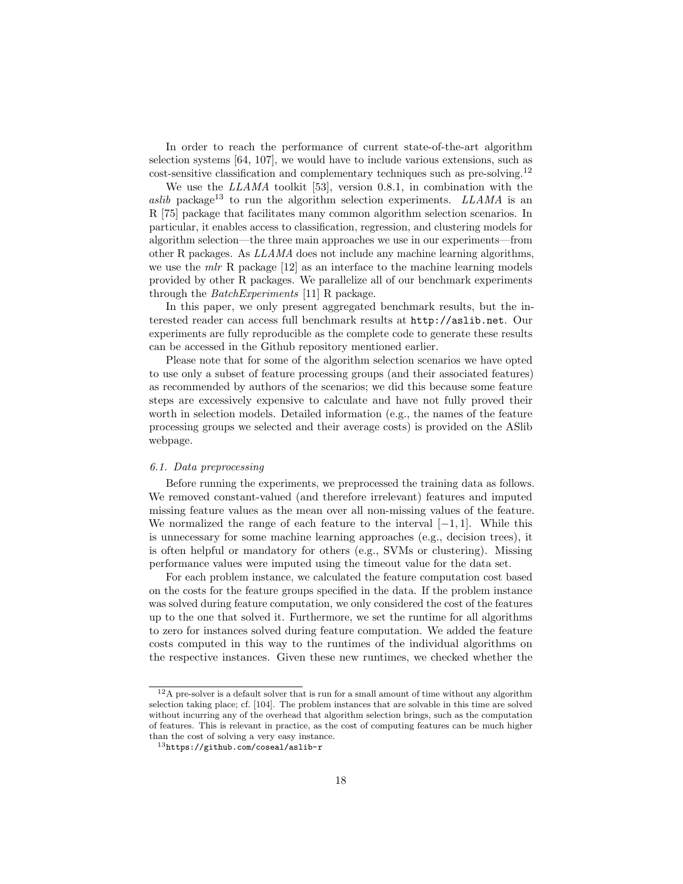In order to reach the performance of current state-of-the-art algorithm selection systems [64, 107], we would have to include various extensions, such as cost-sensitive classification and complementary techniques such as pre-solving.[12]

We use the *LLAMA* toolkit [53], version 0.8.1, in combination with the *aslib* package[13] to run the algorithm selection experiments. *LLAMA* is an R [75] package that facilitates many common algorithm selection scenarios. In particular, it enables access to classification, regression, and clustering models for algorithm selection—the three main approaches we use in our experiments—from other R packages. As *LLAMA* does not include any machine learning algorithms, we use the *mlr* R package [12] as an interface to the machine learning models provided by other R packages. We parallelize all of our benchmark experiments through the *BatchExperiments* [11] R package.

In this paper, we only present aggregated benchmark results, but the interested reader can access full benchmark results at `http://aslib.net`. Our experiments are fully reproducible as the complete code to generate these results can be accessed in the Github repository mentioned earlier.

Please note that for some of the algorithm selection scenarios we have opted to use only a subset of feature processing groups (and their associated features) as recommended by authors of the scenarios; we did this because some feature steps are excessively expensive to calculate and have not fully proved their worth in selection models. Detailed information (e.g., the names of the feature processing groups we selected and their average costs) is provided on the ASlib webpage.

### 6.1. Data preprocessing

Before running the experiments, we preprocessed the training data as follows. We removed constant-valued (and therefore irrelevant) features and imputed missing feature values as the mean over all non-missing values of the feature. We normalized the range of each feature to the interval $[-1, 1]$. While this is unnecessary for some machine learning approaches (e.g., decision trees), it is often helpful or mandatory for others (e.g., SVMs or clustering). Missing performance values were imputed using the timeout value for the data set.

For each problem instance, we calculated the feature computation cost based on the costs for the feature groups specified in the data. If the problem instance was solved during feature computation, we only considered the cost of the features up to the one that solved it. Furthermore, we set the runtime for all algorithms to zero for instances solved during feature computation. We added the feature costs computed in this way to the runtimes of the individual algorithms on the respective instances. Given these new runtimes, we checked whether the

---

[12] A pre-solver is a default solver that is run for a small amount of time without any algorithm selection taking place; cf. [104]. The problem instances that are solvable in this time are solved without incurring any of the overhead that algorithm selection brings, such as the computation of features. This is relevant in practice, as the cost of computing features can be much higher than the cost of solving a very easy instance.

[13] `https://github.com/coseal/aslib-r`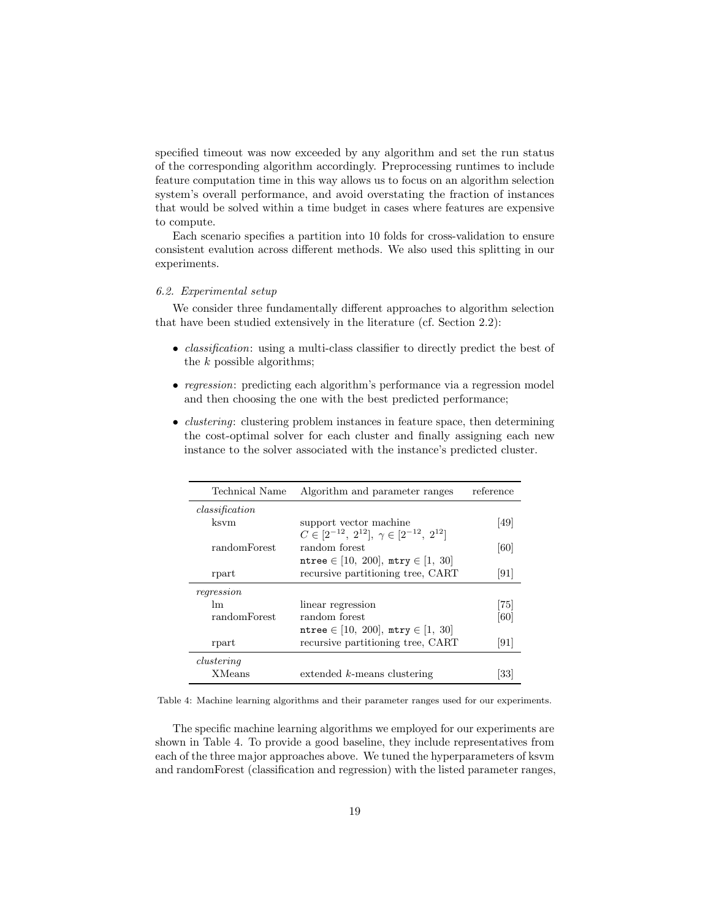specified timeout was now exceeded by any algorithm and set the run status of the corresponding algorithm accordingly. Preprocessing runtimes to include feature computation time in this way allows us to focus on an algorithm selection system's overall performance, and avoid overstating the fraction of instances that would be solved within a time budget in cases where features are expensive to compute.

Each scenario specifies a partition into 10 folds for cross-validation to ensure consistent evalution across different methods. We also used this splitting in our experiments.

### 6.2. Experimental setup

We consider three fundamentally different approaches to algorithm selection that have been studied extensively in the literature (cf. Section 2.2):

- *classification*: using a multi-class classifier to directly predict the best of the $k$ possible algorithms;
- *regression*: predicting each algorithm's performance via a regression model and then choosing the one with the best predicted performance;
- *clustering*: clustering problem instances in feature space, then determining the cost-optimal solver for each cluster and finally assigning each new instance to the solver associated with the instance's predicted cluster.

| Technical Name | Algorithm and parameter ranges | reference |
|---|---|---|
| *classification* | | |
| ksvm | support vector machine $C \in [2^{-12},\ 2^{12}]$, $\gamma \in [2^{-12},\ 2^{12}]$ | [49] |
| randomForest | random forest `ntree` $\in [10,\ 200]$, `mtry` $\in [1,\ 30]$ | [60] |
| rpart | recursive partitioning tree, CART | [91] |
| *regression* | | |
| lm | linear regression | [75] |
| randomForest | random forest `ntree` $\in [10,\ 200]$, `mtry` $\in [1,\ 30]$ | [60] |
| rpart | recursive partitioning tree, CART | [91] |
| *clustering* | | |
| XMeans | extended $k$-means clustering | [33] |

Table 4: Machine learning algorithms and their parameter ranges used for our experiments.

The specific machine learning algorithms we employed for our experiments are shown in Table 4. To provide a good baseline, they include representatives from each of the three major approaches above. We tuned the hyperparameters of ksvm and randomForest (classification and regression) with the listed parameter ranges,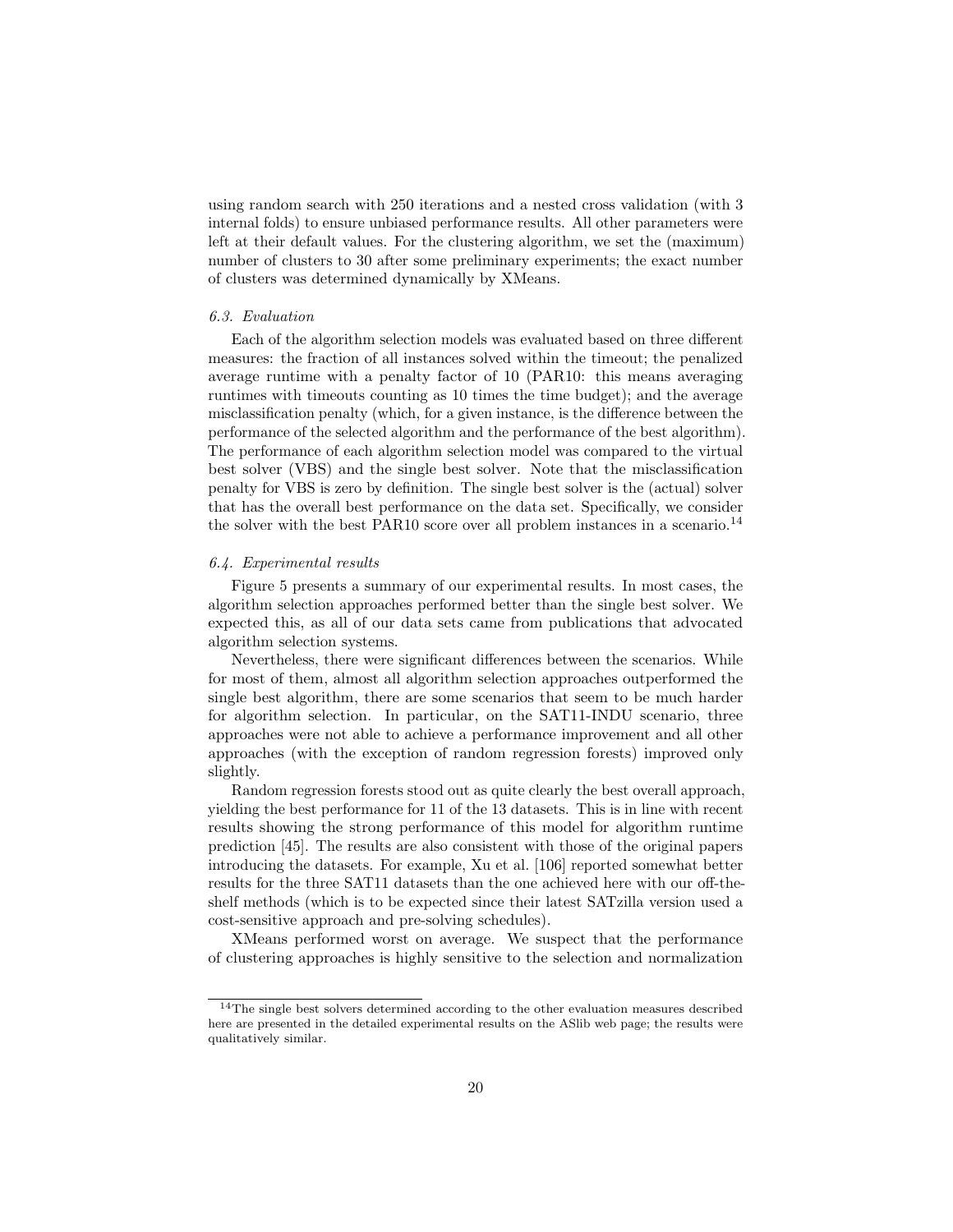using random search with 250 iterations and a nested cross validation (with 3 internal folds) to ensure unbiased performance results. All other parameters were left at their default values. For the clustering algorithm, we set the (maximum) number of clusters to 30 after some preliminary experiments; the exact number of clusters was determined dynamically by XMeans.

### *6.3. Evaluation*

Each of the algorithm selection models was evaluated based on three different measures: the fraction of all instances solved within the timeout; the penalized average runtime with a penalty factor of 10 (PAR10: this means averaging runtimes with timeouts counting as 10 times the time budget); and the average misclassification penalty (which, for a given instance, is the difference between the performance of the selected algorithm and the performance of the best algorithm). The performance of each algorithm selection model was compared to the virtual best solver (VBS) and the single best solver. Note that the misclassification penalty for VBS is zero by definition. The single best solver is the (actual) solver that has the overall best performance on the data set. Specifically, we consider the solver with the best PAR10 score over all problem instances in a scenario.[14]

### *6.4. Experimental results*

Figure 5 presents a summary of our experimental results. In most cases, the algorithm selection approaches performed better than the single best solver. We expected this, as all of our data sets came from publications that advocated algorithm selection systems.

Nevertheless, there were significant differences between the scenarios. While for most of them, almost all algorithm selection approaches outperformed the single best algorithm, there are some scenarios that seem to be much harder for algorithm selection. In particular, on the SAT11-INDU scenario, three approaches were not able to achieve a performance improvement and all other approaches (with the exception of random regression forests) improved only slightly.

Random regression forests stood out as quite clearly the best overall approach, yielding the best performance for 11 of the 13 datasets. This is in line with recent results showing the strong performance of this model for algorithm runtime prediction [45]. The results are also consistent with those of the original papers introducing the datasets. For example, Xu et al. [106] reported somewhat better results for the three SAT11 datasets than the one achieved here with our off-the-shelf methods (which is to be expected since their latest SATzilla version used a cost-sensitive approach and pre-solving schedules).

XMeans performed worst on average. We suspect that the performance of clustering approaches is highly sensitive to the selection and normalization

[14] The single best solvers determined according to the other evaluation measures described here are presented in the detailed experimental results on the ASlib web page; the results were qualitatively similar.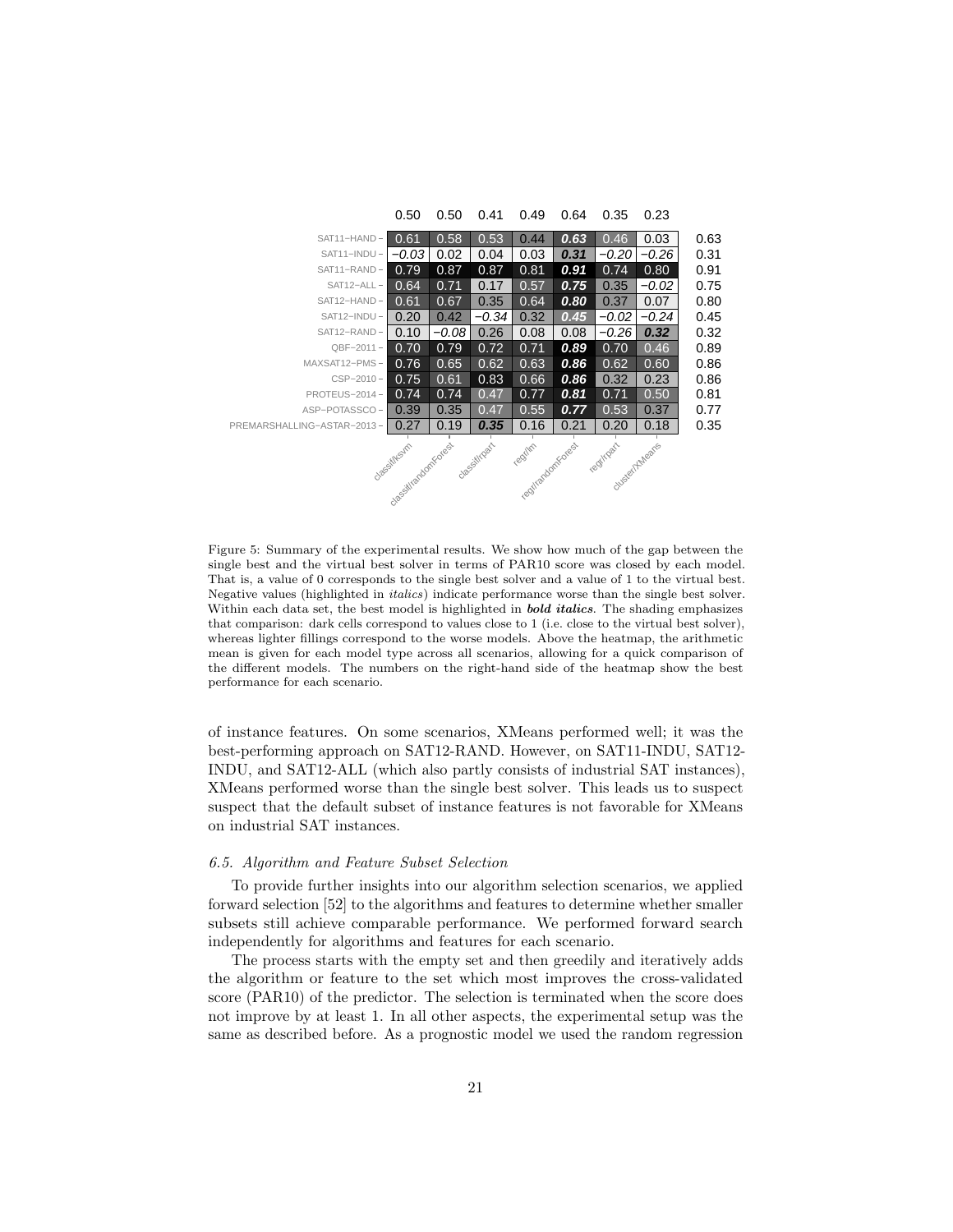| | classif/ksvm | classif/randomForest | classif/rpart | regr/lm | regr/randomForest | regr/rpart | cluster/XMeans | Best |
|---|---|---|---|---|---|---|---|---|
| Mean | 0.50 | 0.50 | 0.41 | 0.49 | 0.64 | 0.35 | 0.23 | |
| SAT11-HAND | 0.61 | 0.58 | 0.53 | 0.44 | ***0.63*** | 0.46 | 0.03 | 0.63 |
| SAT11-INDU | *−0.03* | 0.02 | 0.04 | 0.03 | ***0.31*** | *−0.20* | *−0.26* | 0.31 |
| SAT11-RAND | 0.79 | 0.87 | 0.87 | 0.81 | ***0.91*** | 0.74 | 0.80 | 0.91 |
| SAT12-ALL | 0.64 | 0.71 | 0.17 | 0.57 | ***0.75*** | 0.35 | *−0.02* | 0.75 |
| SAT12-HAND | 0.61 | 0.67 | 0.35 | 0.64 | ***0.80*** | 0.37 | 0.07 | 0.80 |
| SAT12-INDU | 0.20 | 0.42 | *−0.34* | 0.32 | ***0.45*** | *−0.02* | *−0.24* | 0.45 |
| SAT12-RAND | 0.10 | *−0.08* | 0.26 | 0.08 | 0.08 | *−0.26* | ***0.32*** | 0.32 |
| QBF-2011 | 0.70 | 0.79 | 0.72 | 0.71 | ***0.89*** | 0.70 | 0.46 | 0.89 |
| MAXSAT12-PMS | 0.76 | 0.65 | 0.62 | 0.63 | ***0.86*** | 0.62 | 0.60 | 0.86 |
| CSP-2010 | 0.75 | 0.61 | 0.83 | 0.66 | ***0.86*** | 0.32 | 0.23 | 0.86 |
| PROTEUS-2014 | 0.74 | 0.74 | 0.47 | 0.77 | ***0.81*** | 0.71 | 0.50 | 0.81 |
| ASP-POTASSCO | 0.39 | 0.35 | 0.47 | 0.55 | ***0.77*** | 0.53 | 0.37 | 0.77 |
| PREMARSHALLING-ASTAR-2013 | 0.27 | 0.19 | ***0.35*** | 0.16 | 0.21 | 0.20 | 0.18 | 0.35 |

Figure 5: Summary of the experimental results. We show how much of the gap between the single best and the virtual best solver in terms of PAR10 score was closed by each model. That is, a value of 0 corresponds to the single best solver and a value of 1 to the virtual best. Negative values (highlighted in *italics*) indicate performance worse than the single best solver. Within each data set, the best model is highlighted in ***bold italics***. The shading emphasizes that comparison: dark cells correspond to values close to 1 (i.e. close to the virtual best solver), whereas lighter fillings correspond to the worse models. Above the heatmap, the arithmetic mean is given for each model type across all scenarios, allowing for a quick comparison of the different models. The numbers on the right-hand side of the heatmap show the best performance for each scenario.

of instance features. On some scenarios, XMeans performed well; it was the best-performing approach on SAT12-RAND. However, on SAT11-INDU, SAT12-INDU, and SAT12-ALL (which also partly consists of industrial SAT instances), XMeans performed worse than the single best solver. This leads us to suspect suspect that the default subset of instance features is not favorable for XMeans on industrial SAT instances.

### 6.5. Algorithm and Feature Subset Selection

To provide further insights into our algorithm selection scenarios, we applied forward selection [52] to the algorithms and features to determine whether smaller subsets still achieve comparable performance. We performed forward search independently for algorithms and features for each scenario.

The process starts with the empty set and then greedily and iteratively adds the algorithm or feature to the set which most improves the cross-validated score (PAR10) of the predictor. The selection is terminated when the score does not improve by at least 1. In all other aspects, the experimental setup was the same as described before. As a prognostic model we used the random regression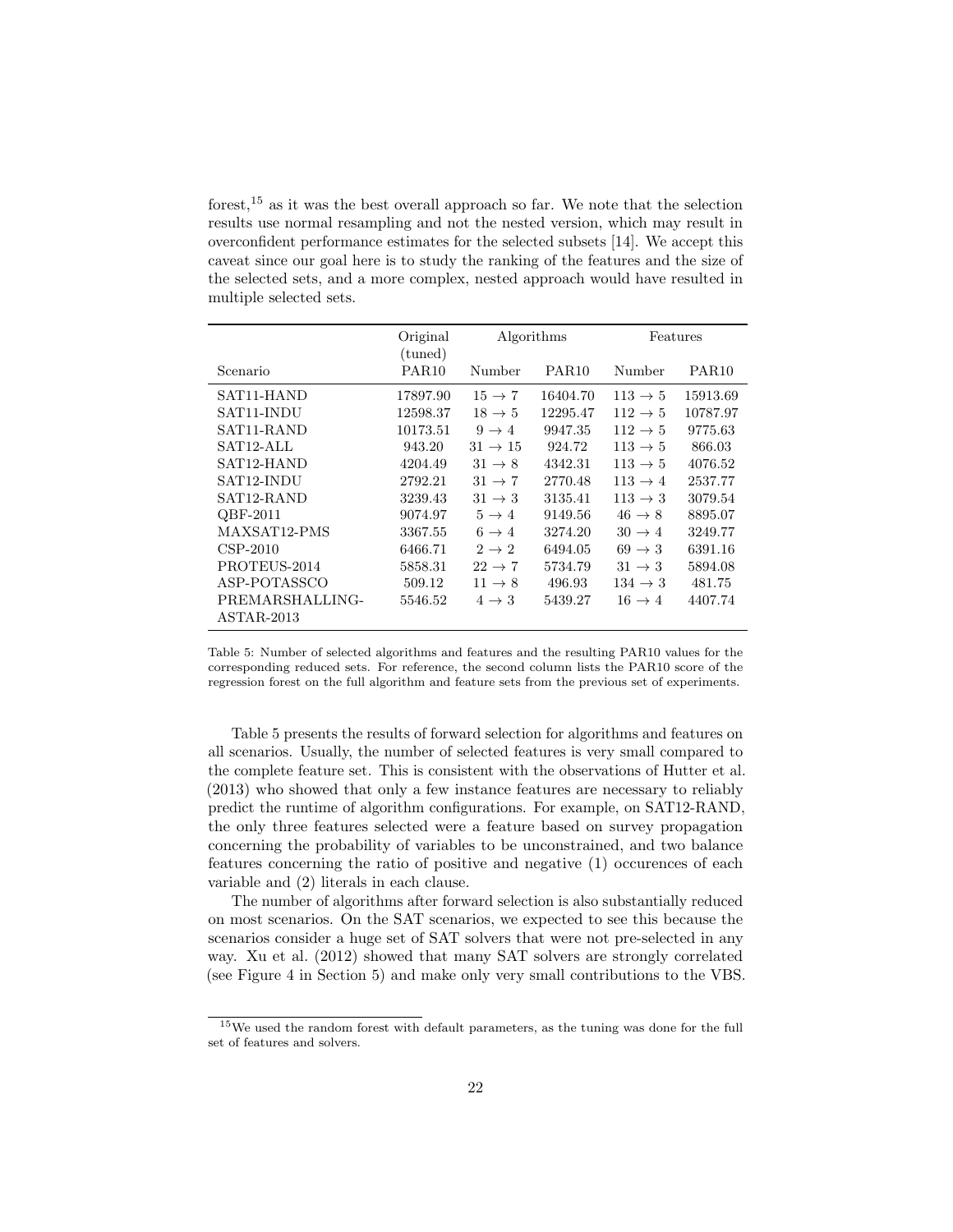forest,[15] as it was the best overall approach so far. We note that the selection results use normal resampling and not the nested version, which may result in overconfident performance estimates for the selected subsets [14]. We accept this caveat since our goal here is to study the ranking of the features and the size of the selected sets, and a more complex, nested approach would have resulted in multiple selected sets.

| Scenario | Original (tuned) PAR10 | Algorithms | | Features | |
|---|---|---|---|---|---|
| | | Number | PAR10 | Number | PAR10 |
| SAT11-HAND | 17897.90 | $15 \rightarrow 7$ | 16404.70 | $113 \rightarrow 5$ | 15913.69 |
| SAT11-INDU | 12598.37 | $18 \rightarrow 5$ | 12295.47 | $112 \rightarrow 5$ | 10787.97 |
| SAT11-RAND | 10173.51 | $9 \rightarrow 4$ | 9947.35 | $112 \rightarrow 5$ | 9775.63 |
| SAT12-ALL | 943.20 | $31 \rightarrow 15$ | 924.72 | $113 \rightarrow 5$ | 866.03 |
| SAT12-HAND | 4204.49 | $31 \rightarrow 8$ | 4342.31 | $113 \rightarrow 5$ | 4076.52 |
| SAT12-INDU | 2792.21 | $31 \rightarrow 7$ | 2770.48 | $113 \rightarrow 4$ | 2537.77 |
| SAT12-RAND | 3239.43 | $31 \rightarrow 3$ | 3135.41 | $113 \rightarrow 3$ | 3079.54 |
| QBF-2011 | 9074.97 | $5 \rightarrow 4$ | 9149.56 | $46 \rightarrow 8$ | 8895.07 |
| MAXSAT12-PMS | 3367.55 | $6 \rightarrow 4$ | 3274.20 | $30 \rightarrow 4$ | 3249.77 |
| CSP-2010 | 6466.71 | $2 \rightarrow 2$ | 6494.05 | $69 \rightarrow 3$ | 6391.16 |
| PROTEUS-2014 | 5858.31 | $22 \rightarrow 7$ | 5734.79 | $31 \rightarrow 3$ | 5894.08 |
| ASP-POTASSCO | 509.12 | $11 \rightarrow 8$ | 496.93 | $134 \rightarrow 3$ | 481.75 |
| PREMARSHALLING-ASTAR-2013 | 5546.52 | $4 \rightarrow 3$ | 5439.27 | $16 \rightarrow 4$ | 4407.74 |

Table 5: Number of selected algorithms and features and the resulting PAR10 values for the corresponding reduced sets. For reference, the second column lists the PAR10 score of the regression forest on the full algorithm and feature sets from the previous set of experiments.

Table 5 presents the results of forward selection for algorithms and features on all scenarios. Usually, the number of selected features is very small compared to the complete feature set. This is consistent with the observations of Hutter et al. (2013) who showed that only a few instance features are necessary to reliably predict the runtime of algorithm configurations. For example, on SAT12-RAND, the only three features selected were a feature based on survey propagation concerning the probability of variables to be unconstrained, and two balance features concerning the ratio of positive and negative (1) occurences of each variable and (2) literals in each clause.

The number of algorithms after forward selection is also substantially reduced on most scenarios. On the SAT scenarios, we expected to see this because the scenarios consider a huge set of SAT solvers that were not pre-selected in any way. Xu et al. (2012) showed that many SAT solvers are strongly correlated (see Figure 4 in Section 5) and make only very small contributions to the VBS.

[15] We used the random forest with default parameters, as the tuning was done for the full set of features and solvers.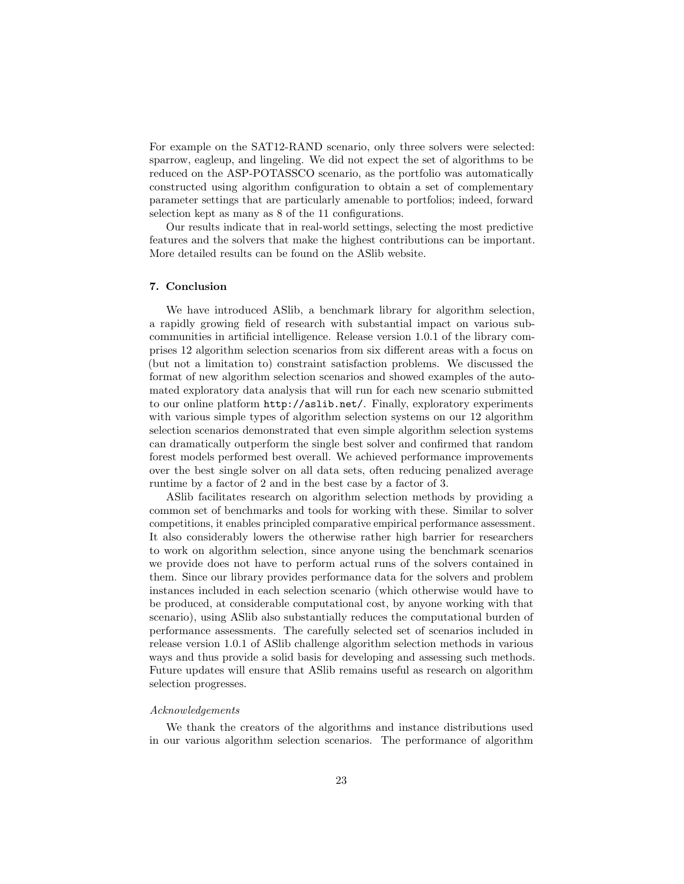For example on the SAT12-RAND scenario, only three solvers were selected: sparrow, eagleup, and lingeling. We did not expect the set of algorithms to be reduced on the ASP-POTASSCO scenario, as the portfolio was automatically constructed using algorithm configuration to obtain a set of complementary parameter settings that are particularly amenable to portfolios; indeed, forward selection kept as many as 8 of the 11 configurations.

Our results indicate that in real-world settings, selecting the most predictive features and the solvers that make the highest contributions can be important. More detailed results can be found on the ASlib website.

## 7. Conclusion

We have introduced ASlib, a benchmark library for algorithm selection, a rapidly growing field of research with substantial impact on various subcommunities in artificial intelligence. Release version 1.0.1 of the library comprises 12 algorithm selection scenarios from six different areas with a focus on (but not a limitation to) constraint satisfaction problems. We discussed the format of new algorithm selection scenarios and showed examples of the automated exploratory data analysis that will run for each new scenario submitted to our online platform `http://aslib.net/`. Finally, exploratory experiments with various simple types of algorithm selection systems on our 12 algorithm selection scenarios demonstrated that even simple algorithm selection systems can dramatically outperform the single best solver and confirmed that random forest models performed best overall. We achieved performance improvements over the best single solver on all data sets, often reducing penalized average runtime by a factor of 2 and in the best case by a factor of 3.

ASlib facilitates research on algorithm selection methods by providing a common set of benchmarks and tools for working with these. Similar to solver competitions, it enables principled comparative empirical performance assessment. It also considerably lowers the otherwise rather high barrier for researchers to work on algorithm selection, since anyone using the benchmark scenarios we provide does not have to perform actual runs of the solvers contained in them. Since our library provides performance data for the solvers and problem instances included in each selection scenario (which otherwise would have to be produced, at considerable computational cost, by anyone working with that scenario), using ASlib also substantially reduces the computational burden of performance assessments. The carefully selected set of scenarios included in release version 1.0.1 of ASlib challenge algorithm selection methods in various ways and thus provide a solid basis for developing and assessing such methods. Future updates will ensure that ASlib remains useful as research on algorithm selection progresses.

*Acknowledgements*

We thank the creators of the algorithms and instance distributions used in our various algorithm selection scenarios. The performance of algorithm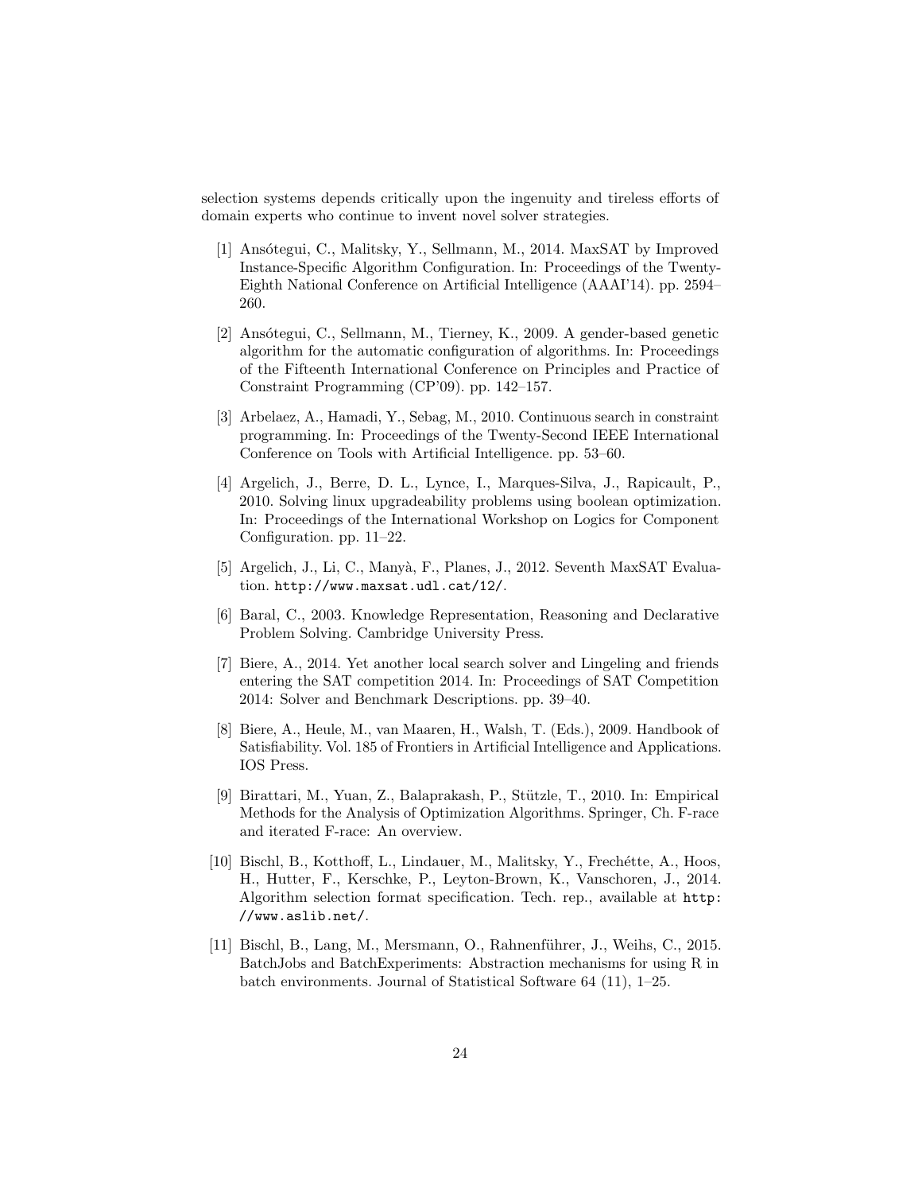selection systems depends critically upon the ingenuity and tireless efforts of domain experts who continue to invent novel solver strategies.

[1] Ansótegui, C., Malitsky, Y., Sellmann, M., 2014. MaxSAT by Improved Instance-Specific Algorithm Configuration. In: Proceedings of the Twenty-Eighth National Conference on Artificial Intelligence (AAAI'14). pp. 2594–260.

[2] Ansótegui, C., Sellmann, M., Tierney, K., 2009. A gender-based genetic algorithm for the automatic configuration of algorithms. In: Proceedings of the Fifteenth International Conference on Principles and Practice of Constraint Programming (CP'09). pp. 142–157.

[3] Arbelaez, A., Hamadi, Y., Sebag, M., 2010. Continuous search in constraint programming. In: Proceedings of the Twenty-Second IEEE International Conference on Tools with Artificial Intelligence. pp. 53–60.

[4] Argelich, J., Berre, D. L., Lynce, I., Marques-Silva, J., Rapicault, P., 2010. Solving linux upgradeability problems using boolean optimization. In: Proceedings of the International Workshop on Logics for Component Configuration. pp. 11–22.

[5] Argelich, J., Li, C., Manyà, F., Planes, J., 2012. Seventh MaxSAT Evaluation. http://www.maxsat.udl.cat/12/.

[6] Baral, C., 2003. Knowledge Representation, Reasoning and Declarative Problem Solving. Cambridge University Press.

[7] Biere, A., 2014. Yet another local search solver and Lingeling and friends entering the SAT competition 2014. In: Proceedings of SAT Competition 2014: Solver and Benchmark Descriptions. pp. 39–40.

[8] Biere, A., Heule, M., van Maaren, H., Walsh, T. (Eds.), 2009. Handbook of Satisfiability. Vol. 185 of Frontiers in Artificial Intelligence and Applications. IOS Press.

[9] Birattari, M., Yuan, Z., Balaprakash, P., Stützle, T., 2010. In: Empirical Methods for the Analysis of Optimization Algorithms. Springer, Ch. F-race and iterated F-race: An overview.

[10] Bischl, B., Kotthoff, L., Lindauer, M., Malitsky, Y., Frechétte, A., Hoos, H., Hutter, F., Kerschke, P., Leyton-Brown, K., Vanschoren, J., 2014. Algorithm selection format specification. Tech. rep., available at http://www.aslib.net/.

[11] Bischl, B., Lang, M., Mersmann, O., Rahnenführer, J., Weihs, C., 2015. BatchJobs and BatchExperiments: Abstraction mechanisms for using R in batch environments. Journal of Statistical Software 64 (11), 1–25.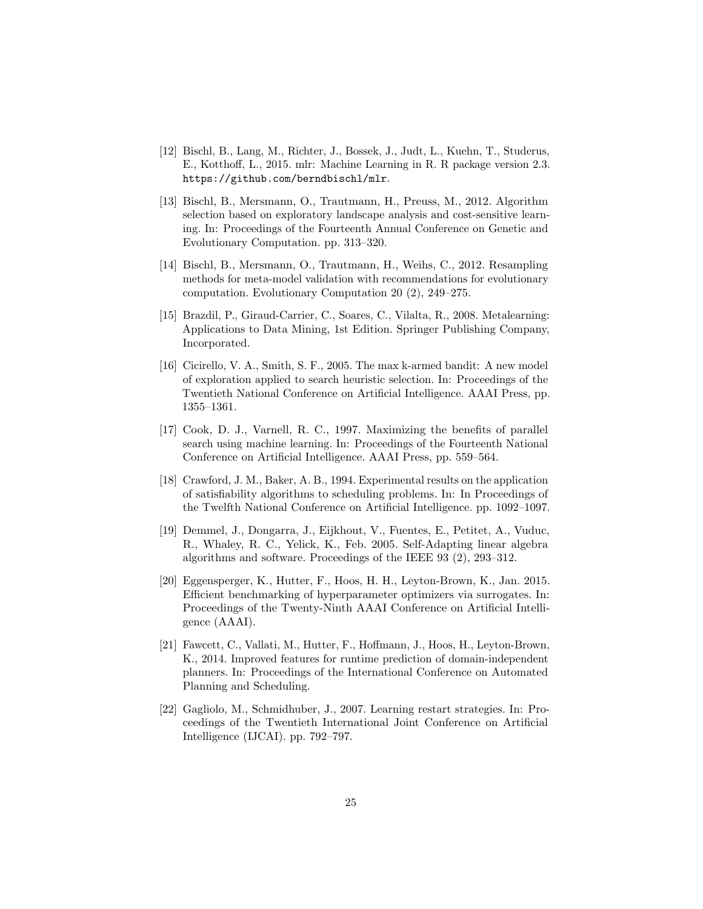[12] Bischl, B., Lang, M., Richter, J., Bossek, J., Judt, L., Kuehn, T., Studerus, E., Kotthoff, L., 2015. mlr: Machine Learning in R. R package version 2.3. `https://github.com/berndbischl/mlr`.

[13] Bischl, B., Mersmann, O., Trautmann, H., Preuss, M., 2012. Algorithm selection based on exploratory landscape analysis and cost-sensitive learning. In: Proceedings of the Fourteenth Annual Conference on Genetic and Evolutionary Computation. pp. 313–320.

[14] Bischl, B., Mersmann, O., Trautmann, H., Weihs, C., 2012. Resampling methods for meta-model validation with recommendations for evolutionary computation. Evolutionary Computation 20 (2), 249–275.

[15] Brazdil, P., Giraud-Carrier, C., Soares, C., Vilalta, R., 2008. Metalearning: Applications to Data Mining, 1st Edition. Springer Publishing Company, Incorporated.

[16] Cicirello, V. A., Smith, S. F., 2005. The max k-armed bandit: A new model of exploration applied to search heuristic selection. In: Proceedings of the Twentieth National Conference on Artificial Intelligence. AAAI Press, pp. 1355–1361.

[17] Cook, D. J., Varnell, R. C., 1997. Maximizing the benefits of parallel search using machine learning. In: Proceedings of the Fourteenth National Conference on Artificial Intelligence. AAAI Press, pp. 559–564.

[18] Crawford, J. M., Baker, A. B., 1994. Experimental results on the application of satisfiability algorithms to scheduling problems. In: In Proceedings of the Twelfth National Conference on Artificial Intelligence. pp. 1092–1097.

[19] Demmel, J., Dongarra, J., Eijkhout, V., Fuentes, E., Petitet, A., Vuduc, R., Whaley, R. C., Yelick, K., Feb. 2005. Self-Adapting linear algebra algorithms and software. Proceedings of the IEEE 93 (2), 293–312.

[20] Eggensperger, K., Hutter, F., Hoos, H. H., Leyton-Brown, K., Jan. 2015. Efficient benchmarking of hyperparameter optimizers via surrogates. In: Proceedings of the Twenty-Ninth AAAI Conference on Artificial Intelligence (AAAI).

[21] Fawcett, C., Vallati, M., Hutter, F., Hoffmann, J., Hoos, H., Leyton-Brown, K., 2014. Improved features for runtime prediction of domain-independent planners. In: Proceedings of the International Conference on Automated Planning and Scheduling.

[22] Gagliolo, M., Schmidhuber, J., 2007. Learning restart strategies. In: Proceedings of the Twentieth International Joint Conference on Artificial Intelligence (IJCAI). pp. 792–797.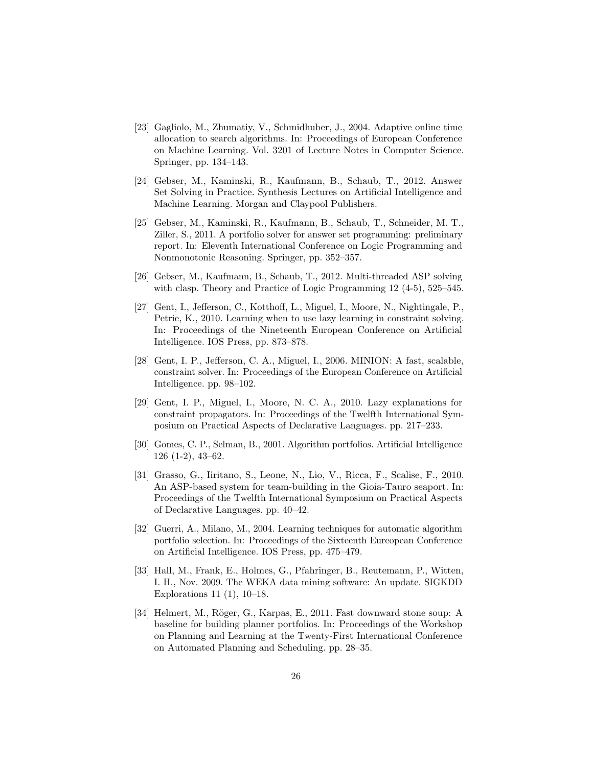[23] Gagliolo, M., Zhumatiy, V., Schmidhuber, J., 2004. Adaptive online time allocation to search algorithms. In: Proceedings of European Conference on Machine Learning. Vol. 3201 of Lecture Notes in Computer Science. Springer, pp. 134–143.

[24] Gebser, M., Kaminski, R., Kaufmann, B., Schaub, T., 2012. Answer Set Solving in Practice. Synthesis Lectures on Artificial Intelligence and Machine Learning. Morgan and Claypool Publishers.

[25] Gebser, M., Kaminski, R., Kaufmann, B., Schaub, T., Schneider, M. T., Ziller, S., 2011. A portfolio solver for answer set programming: preliminary report. In: Eleventh International Conference on Logic Programming and Nonmonotonic Reasoning. Springer, pp. 352–357.

[26] Gebser, M., Kaufmann, B., Schaub, T., 2012. Multi-threaded ASP solving with clasp. Theory and Practice of Logic Programming 12 (4-5), 525–545.

[27] Gent, I., Jefferson, C., Kotthoff, L., Miguel, I., Moore, N., Nightingale, P., Petrie, K., 2010. Learning when to use lazy learning in constraint solving. In: Proceedings of the Nineteenth European Conference on Artificial Intelligence. IOS Press, pp. 873–878.

[28] Gent, I. P., Jefferson, C. A., Miguel, I., 2006. MINION: A fast, scalable, constraint solver. In: Proceedings of the European Conference on Artificial Intelligence. pp. 98–102.

[29] Gent, I. P., Miguel, I., Moore, N. C. A., 2010. Lazy explanations for constraint propagators. In: Proceedings of the Twelfth International Symposium on Practical Aspects of Declarative Languages. pp. 217–233.

[30] Gomes, C. P., Selman, B., 2001. Algorithm portfolios. Artificial Intelligence 126 (1-2), 43–62.

[31] Grasso, G., Iiritano, S., Leone, N., Lio, V., Ricca, F., Scalise, F., 2010. An ASP-based system for team-building in the Gioia-Tauro seaport. In: Proceedings of the Twelfth International Symposium on Practical Aspects of Declarative Languages. pp. 40–42.

[32] Guerri, A., Milano, M., 2004. Learning techniques for automatic algorithm portfolio selection. In: Proceedings of the Sixteenth Eureopean Conference on Artificial Intelligence. IOS Press, pp. 475–479.

[33] Hall, M., Frank, E., Holmes, G., Pfahringer, B., Reutemann, P., Witten, I. H., Nov. 2009. The WEKA data mining software: An update. SIGKDD Explorations 11 (1), 10–18.

[34] Helmert, M., Röger, G., Karpas, E., 2011. Fast downward stone soup: A baseline for building planner portfolios. In: Proceedings of the Workshop on Planning and Learning at the Twenty-First International Conference on Automated Planning and Scheduling. pp. 28–35.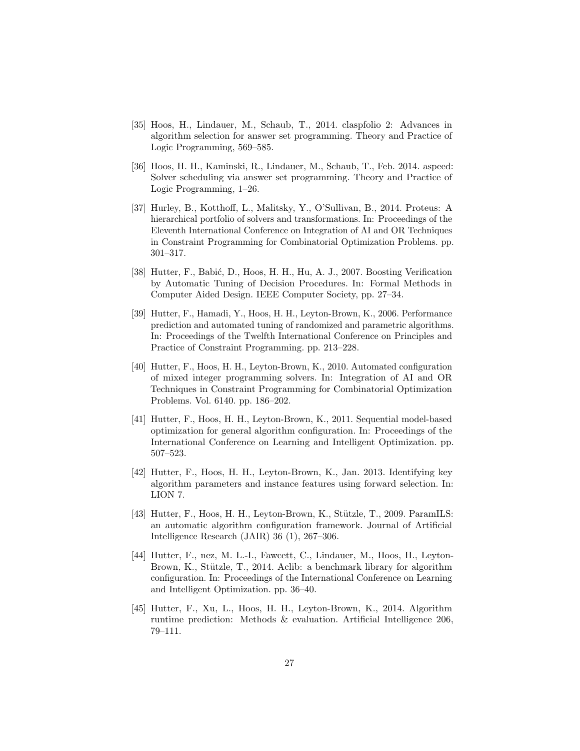[35] Hoos, H., Lindauer, M., Schaub, T., 2014. claspfolio 2: Advances in algorithm selection for answer set programming. Theory and Practice of Logic Programming, 569–585.

[36] Hoos, H. H., Kaminski, R., Lindauer, M., Schaub, T., Feb. 2014. aspeed: Solver scheduling via answer set programming. Theory and Practice of Logic Programming, 1–26.

[37] Hurley, B., Kotthoff, L., Malitsky, Y., O'Sullivan, B., 2014. Proteus: A hierarchical portfolio of solvers and transformations. In: Proceedings of the Eleventh International Conference on Integration of AI and OR Techniques in Constraint Programming for Combinatorial Optimization Problems. pp. 301–317.

[38] Hutter, F., Babić, D., Hoos, H. H., Hu, A. J., 2007. Boosting Verification by Automatic Tuning of Decision Procedures. In: Formal Methods in Computer Aided Design. IEEE Computer Society, pp. 27–34.

[39] Hutter, F., Hamadi, Y., Hoos, H. H., Leyton-Brown, K., 2006. Performance prediction and automated tuning of randomized and parametric algorithms. In: Proceedings of the Twelfth International Conference on Principles and Practice of Constraint Programming. pp. 213–228.

[40] Hutter, F., Hoos, H. H., Leyton-Brown, K., 2010. Automated configuration of mixed integer programming solvers. In: Integration of AI and OR Techniques in Constraint Programming for Combinatorial Optimization Problems. Vol. 6140. pp. 186–202.

[41] Hutter, F., Hoos, H. H., Leyton-Brown, K., 2011. Sequential model-based optimization for general algorithm configuration. In: Proceedings of the International Conference on Learning and Intelligent Optimization. pp. 507–523.

[42] Hutter, F., Hoos, H. H., Leyton-Brown, K., Jan. 2013. Identifying key algorithm parameters and instance features using forward selection. In: LION 7.

[43] Hutter, F., Hoos, H. H., Leyton-Brown, K., Stützle, T., 2009. ParamILS: an automatic algorithm configuration framework. Journal of Artificial Intelligence Research (JAIR) 36 (1), 267–306.

[44] Hutter, F., nez, M. L.-I., Fawcett, C., Lindauer, M., Hoos, H., Leyton-Brown, K., Stützle, T., 2014. Aclib: a benchmark library for algorithm configuration. In: Proceedings of the International Conference on Learning and Intelligent Optimization. pp. 36–40.

[45] Hutter, F., Xu, L., Hoos, H. H., Leyton-Brown, K., 2014. Algorithm runtime prediction: Methods & evaluation. Artificial Intelligence 206, 79–111.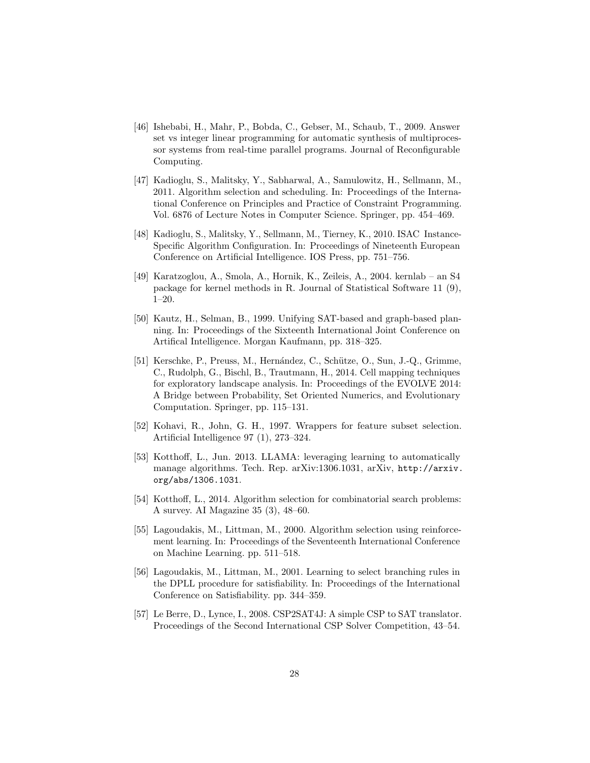[46] Ishebabi, H., Mahr, P., Bobda, C., Gebser, M., Schaub, T., 2009. Answer set vs integer linear programming for automatic synthesis of multiprocessor systems from real-time parallel programs. Journal of Reconfigurable Computing.

[47] Kadioglu, S., Malitsky, Y., Sabharwal, A., Samulowitz, H., Sellmann, M., 2011. Algorithm selection and scheduling. In: Proceedings of the International Conference on Principles and Practice of Constraint Programming. Vol. 6876 of Lecture Notes in Computer Science. Springer, pp. 454–469.

[48] Kadioglu, S., Malitsky, Y., Sellmann, M., Tierney, K., 2010. ISAC Instance-Specific Algorithm Configuration. In: Proceedings of Nineteenth European Conference on Artificial Intelligence. IOS Press, pp. 751–756.

[49] Karatzoglou, A., Smola, A., Hornik, K., Zeileis, A., 2004. kernlab – an S4 package for kernel methods in R. Journal of Statistical Software 11 (9), 1–20.

[50] Kautz, H., Selman, B., 1999. Unifying SAT-based and graph-based planning. In: Proceedings of the Sixteenth International Joint Conference on Artifical Intelligence. Morgan Kaufmann, pp. 318–325.

[51] Kerschke, P., Preuss, M., Hernández, C., Schütze, O., Sun, J.-Q., Grimme, C., Rudolph, G., Bischl, B., Trautmann, H., 2014. Cell mapping techniques for exploratory landscape analysis. In: Proceedings of the EVOLVE 2014: A Bridge between Probability, Set Oriented Numerics, and Evolutionary Computation. Springer, pp. 115–131.

[52] Kohavi, R., John, G. H., 1997. Wrappers for feature subset selection. Artificial Intelligence 97 (1), 273–324.

[53] Kotthoff, L., Jun. 2013. LLAMA: leveraging learning to automatically manage algorithms. Tech. Rep. arXiv:1306.1031, arXiv, http://arxiv.org/abs/1306.1031.

[54] Kotthoff, L., 2014. Algorithm selection for combinatorial search problems: A survey. AI Magazine 35 (3), 48–60.

[55] Lagoudakis, M., Littman, M., 2000. Algorithm selection using reinforcement learning. In: Proceedings of the Seventeenth International Conference on Machine Learning. pp. 511–518.

[56] Lagoudakis, M., Littman, M., 2001. Learning to select branching rules in the DPLL procedure for satisfiability. In: Proceedings of the International Conference on Satisfiability. pp. 344–359.

[57] Le Berre, D., Lynce, I., 2008. CSP2SAT4J: A simple CSP to SAT translator. Proceedings of the Second International CSP Solver Competition, 43–54.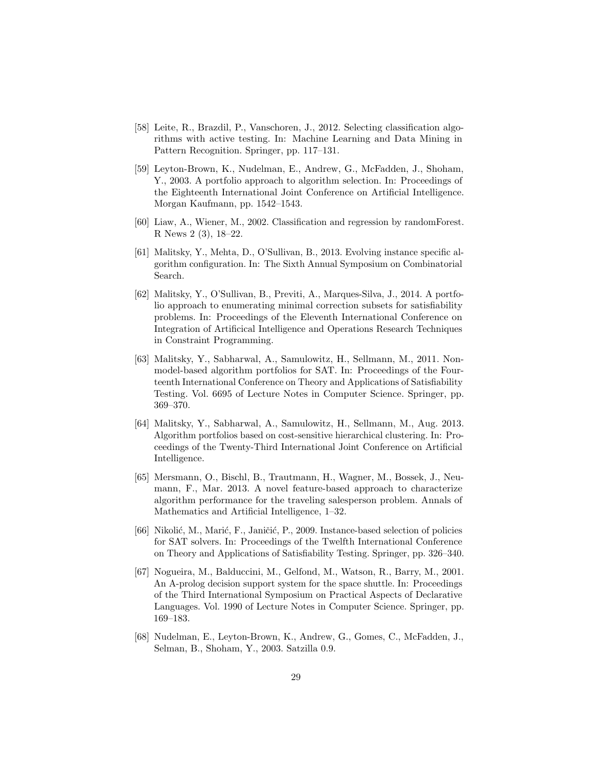[58] Leite, R., Brazdil, P., Vanschoren, J., 2012. Selecting classification algorithms with active testing. In: Machine Learning and Data Mining in Pattern Recognition. Springer, pp. 117–131.

[59] Leyton-Brown, K., Nudelman, E., Andrew, G., McFadden, J., Shoham, Y., 2003. A portfolio approach to algorithm selection. In: Proceedings of the Eighteenth International Joint Conference on Artificial Intelligence. Morgan Kaufmann, pp. 1542–1543.

[60] Liaw, A., Wiener, M., 2002. Classification and regression by randomForest. R News 2 (3), 18–22.

[61] Malitsky, Y., Mehta, D., O'Sullivan, B., 2013. Evolving instance specific algorithm configuration. In: The Sixth Annual Symposium on Combinatorial Search.

[62] Malitsky, Y., O'Sullivan, B., Previti, A., Marques-Silva, J., 2014. A portfolio approach to enumerating minimal correction subsets for satisfiability problems. In: Proceedings of the Eleventh International Conference on Integration of Artificical Intelligence and Operations Research Techniques in Constraint Programming.

[63] Malitsky, Y., Sabharwal, A., Samulowitz, H., Sellmann, M., 2011. Non-model-based algorithm portfolios for SAT. In: Proceedings of the Fourteenth International Conference on Theory and Applications of Satisfiability Testing. Vol. 6695 of Lecture Notes in Computer Science. Springer, pp. 369–370.

[64] Malitsky, Y., Sabharwal, A., Samulowitz, H., Sellmann, M., Aug. 2013. Algorithm portfolios based on cost-sensitive hierarchical clustering. In: Proceedings of the Twenty-Third International Joint Conference on Artificial Intelligence.

[65] Mersmann, O., Bischl, B., Trautmann, H., Wagner, M., Bossek, J., Neumann, F., Mar. 2013. A novel feature-based approach to characterize algorithm performance for the traveling salesperson problem. Annals of Mathematics and Artificial Intelligence, 1–32.

[66] Nikolić, M., Marić, F., Janičić, P., 2009. Instance-based selection of policies for SAT solvers. In: Proceedings of the Twelfth International Conference on Theory and Applications of Satisfiability Testing. Springer, pp. 326–340.

[67] Nogueira, M., Balduccini, M., Gelfond, M., Watson, R., Barry, M., 2001. An A-prolog decision support system for the space shuttle. In: Proceedings of the Third International Symposium on Practical Aspects of Declarative Languages. Vol. 1990 of Lecture Notes in Computer Science. Springer, pp. 169–183.

[68] Nudelman, E., Leyton-Brown, K., Andrew, G., Gomes, C., McFadden, J., Selman, B., Shoham, Y., 2003. Satzilla 0.9.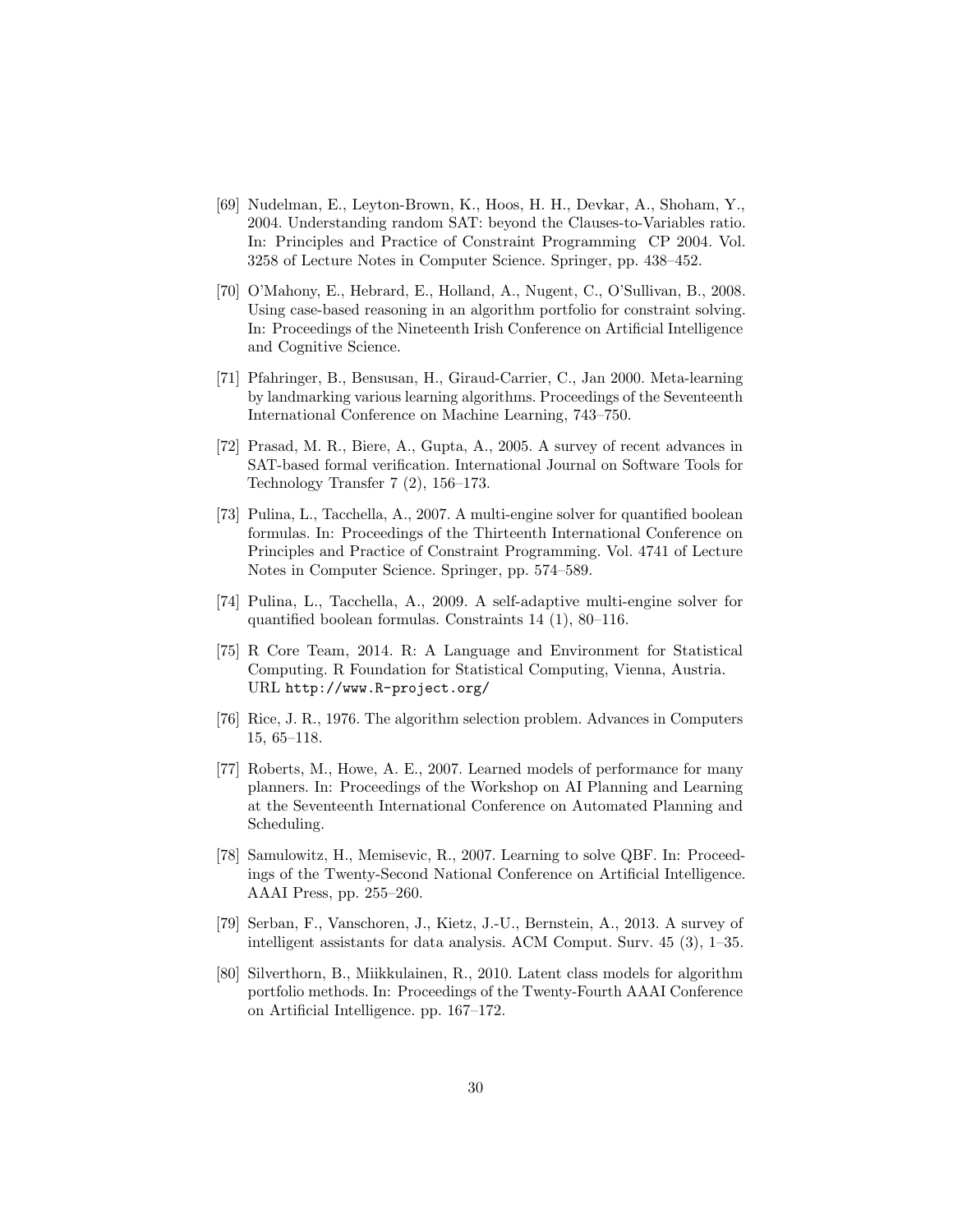[69] Nudelman, E., Leyton-Brown, K., Hoos, H. H., Devkar, A., Shoham, Y., 2004. Understanding random SAT: beyond the Clauses-to-Variables ratio. In: Principles and Practice of Constraint Programming CP 2004. Vol. 3258 of Lecture Notes in Computer Science. Springer, pp. 438–452.

[70] O'Mahony, E., Hebrard, E., Holland, A., Nugent, C., O'Sullivan, B., 2008. Using case-based reasoning in an algorithm portfolio for constraint solving. In: Proceedings of the Nineteenth Irish Conference on Artificial Intelligence and Cognitive Science.

[71] Pfahringer, B., Bensusan, H., Giraud-Carrier, C., Jan 2000. Meta-learning by landmarking various learning algorithms. Proceedings of the Seventeenth International Conference on Machine Learning, 743–750.

[72] Prasad, M. R., Biere, A., Gupta, A., 2005. A survey of recent advances in SAT-based formal verification. International Journal on Software Tools for Technology Transfer 7 (2), 156–173.

[73] Pulina, L., Tacchella, A., 2007. A multi-engine solver for quantified boolean formulas. In: Proceedings of the Thirteenth International Conference on Principles and Practice of Constraint Programming. Vol. 4741 of Lecture Notes in Computer Science. Springer, pp. 574–589.

[74] Pulina, L., Tacchella, A., 2009. A self-adaptive multi-engine solver for quantified boolean formulas. Constraints 14 (1), 80–116.

[75] R Core Team, 2014. R: A Language and Environment for Statistical Computing. R Foundation for Statistical Computing, Vienna, Austria. URL http://www.R-project.org/

[76] Rice, J. R., 1976. The algorithm selection problem. Advances in Computers 15, 65–118.

[77] Roberts, M., Howe, A. E., 2007. Learned models of performance for many planners. In: Proceedings of the Workshop on AI Planning and Learning at the Seventeenth International Conference on Automated Planning and Scheduling.

[78] Samulowitz, H., Memisevic, R., 2007. Learning to solve QBF. In: Proceedings of the Twenty-Second National Conference on Artificial Intelligence. AAAI Press, pp. 255–260.

[79] Serban, F., Vanschoren, J., Kietz, J.-U., Bernstein, A., 2013. A survey of intelligent assistants for data analysis. ACM Comput. Surv. 45 (3), 1–35.

[80] Silverthorn, B., Miikkulainen, R., 2010. Latent class models for algorithm portfolio methods. In: Proceedings of the Twenty-Fourth AAAI Conference on Artificial Intelligence. pp. 167–172.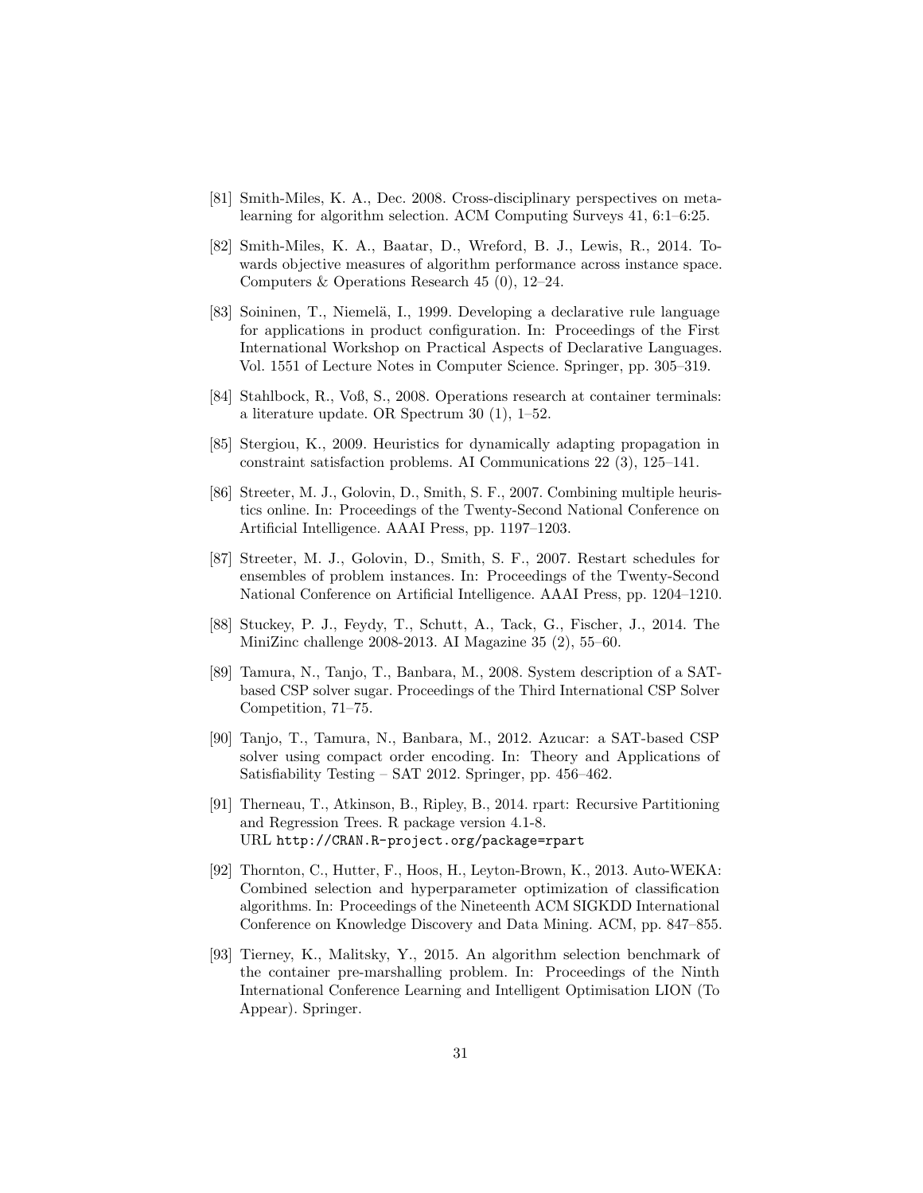[81] Smith-Miles, K. A., Dec. 2008. Cross-disciplinary perspectives on meta-learning for algorithm selection. ACM Computing Surveys 41, 6:1–6:25.

[82] Smith-Miles, K. A., Baatar, D., Wreford, B. J., Lewis, R., 2014. Towards objective measures of algorithm performance across instance space. Computers & Operations Research 45 (0), 12–24.

[83] Soininen, T., Niemelä, I., 1999. Developing a declarative rule language for applications in product configuration. In: Proceedings of the First International Workshop on Practical Aspects of Declarative Languages. Vol. 1551 of Lecture Notes in Computer Science. Springer, pp. 305–319.

[84] Stahlbock, R., Voß, S., 2008. Operations research at container terminals: a literature update. OR Spectrum 30 (1), 1–52.

[85] Stergiou, K., 2009. Heuristics for dynamically adapting propagation in constraint satisfaction problems. AI Communications 22 (3), 125–141.

[86] Streeter, M. J., Golovin, D., Smith, S. F., 2007. Combining multiple heuristics online. In: Proceedings of the Twenty-Second National Conference on Artificial Intelligence. AAAI Press, pp. 1197–1203.

[87] Streeter, M. J., Golovin, D., Smith, S. F., 2007. Restart schedules for ensembles of problem instances. In: Proceedings of the Twenty-Second National Conference on Artificial Intelligence. AAAI Press, pp. 1204–1210.

[88] Stuckey, P. J., Feydy, T., Schutt, A., Tack, G., Fischer, J., 2014. The MiniZinc challenge 2008-2013. AI Magazine 35 (2), 55–60.

[89] Tamura, N., Tanjo, T., Banbara, M., 2008. System description of a SAT-based CSP solver sugar. Proceedings of the Third International CSP Solver Competition, 71–75.

[90] Tanjo, T., Tamura, N., Banbara, M., 2012. Azucar: a SAT-based CSP solver using compact order encoding. In: Theory and Applications of Satisfiability Testing – SAT 2012. Springer, pp. 456–462.

[91] Therneau, T., Atkinson, B., Ripley, B., 2014. rpart: Recursive Partitioning and Regression Trees. R package version 4.1-8.
URL http://CRAN.R-project.org/package=rpart

[92] Thornton, C., Hutter, F., Hoos, H., Leyton-Brown, K., 2013. Auto-WEKA: Combined selection and hyperparameter optimization of classification algorithms. In: Proceedings of the Nineteenth ACM SIGKDD International Conference on Knowledge Discovery and Data Mining. ACM, pp. 847–855.

[93] Tierney, K., Malitsky, Y., 2015. An algorithm selection benchmark of the container pre-marshalling problem. In: Proceedings of the Ninth International Conference Learning and Intelligent Optimisation LION (To Appear). Springer.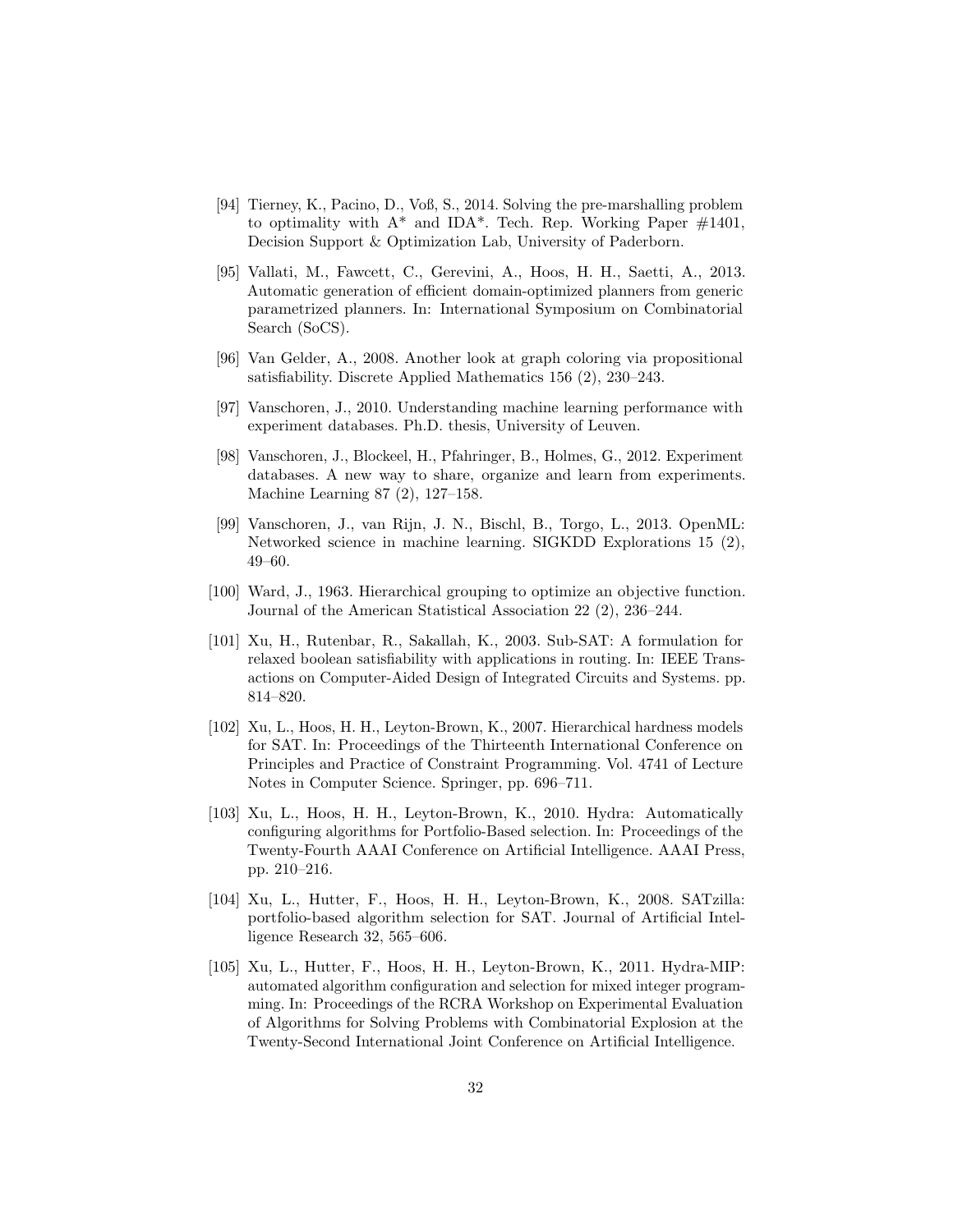[94] Tierney, K., Pacino, D., Voß, S., 2014. Solving the pre-marshalling problem to optimality with A* and IDA*. Tech. Rep. Working Paper #1401, Decision Support & Optimization Lab, University of Paderborn.

[95] Vallati, M., Fawcett, C., Gerevini, A., Hoos, H. H., Saetti, A., 2013. Automatic generation of efficient domain-optimized planners from generic parametrized planners. In: International Symposium on Combinatorial Search (SoCS).

[96] Van Gelder, A., 2008. Another look at graph coloring via propositional satisfiability. Discrete Applied Mathematics 156 (2), 230–243.

[97] Vanschoren, J., 2010. Understanding machine learning performance with experiment databases. Ph.D. thesis, University of Leuven.

[98] Vanschoren, J., Blockeel, H., Pfahringer, B., Holmes, G., 2012. Experiment databases. A new way to share, organize and learn from experiments. Machine Learning 87 (2), 127–158.

[99] Vanschoren, J., van Rijn, J. N., Bischl, B., Torgo, L., 2013. OpenML: Networked science in machine learning. SIGKDD Explorations 15 (2), 49–60.

[100] Ward, J., 1963. Hierarchical grouping to optimize an objective function. Journal of the American Statistical Association 22 (2), 236–244.

[101] Xu, H., Rutenbar, R., Sakallah, K., 2003. Sub-SAT: A formulation for relaxed boolean satisfiability with applications in routing. In: IEEE Transactions on Computer-Aided Design of Integrated Circuits and Systems. pp. 814–820.

[102] Xu, L., Hoos, H. H., Leyton-Brown, K., 2007. Hierarchical hardness models for SAT. In: Proceedings of the Thirteenth International Conference on Principles and Practice of Constraint Programming. Vol. 4741 of Lecture Notes in Computer Science. Springer, pp. 696–711.

[103] Xu, L., Hoos, H. H., Leyton-Brown, K., 2010. Hydra: Automatically configuring algorithms for Portfolio-Based selection. In: Proceedings of the Twenty-Fourth AAAI Conference on Artificial Intelligence. AAAI Press, pp. 210–216.

[104] Xu, L., Hutter, F., Hoos, H. H., Leyton-Brown, K., 2008. SATzilla: portfolio-based algorithm selection for SAT. Journal of Artificial Intelligence Research 32, 565–606.

[105] Xu, L., Hutter, F., Hoos, H. H., Leyton-Brown, K., 2011. Hydra-MIP: automated algorithm configuration and selection for mixed integer programming. In: Proceedings of the RCRA Workshop on Experimental Evaluation of Algorithms for Solving Problems with Combinatorial Explosion at the Twenty-Second International Joint Conference on Artificial Intelligence.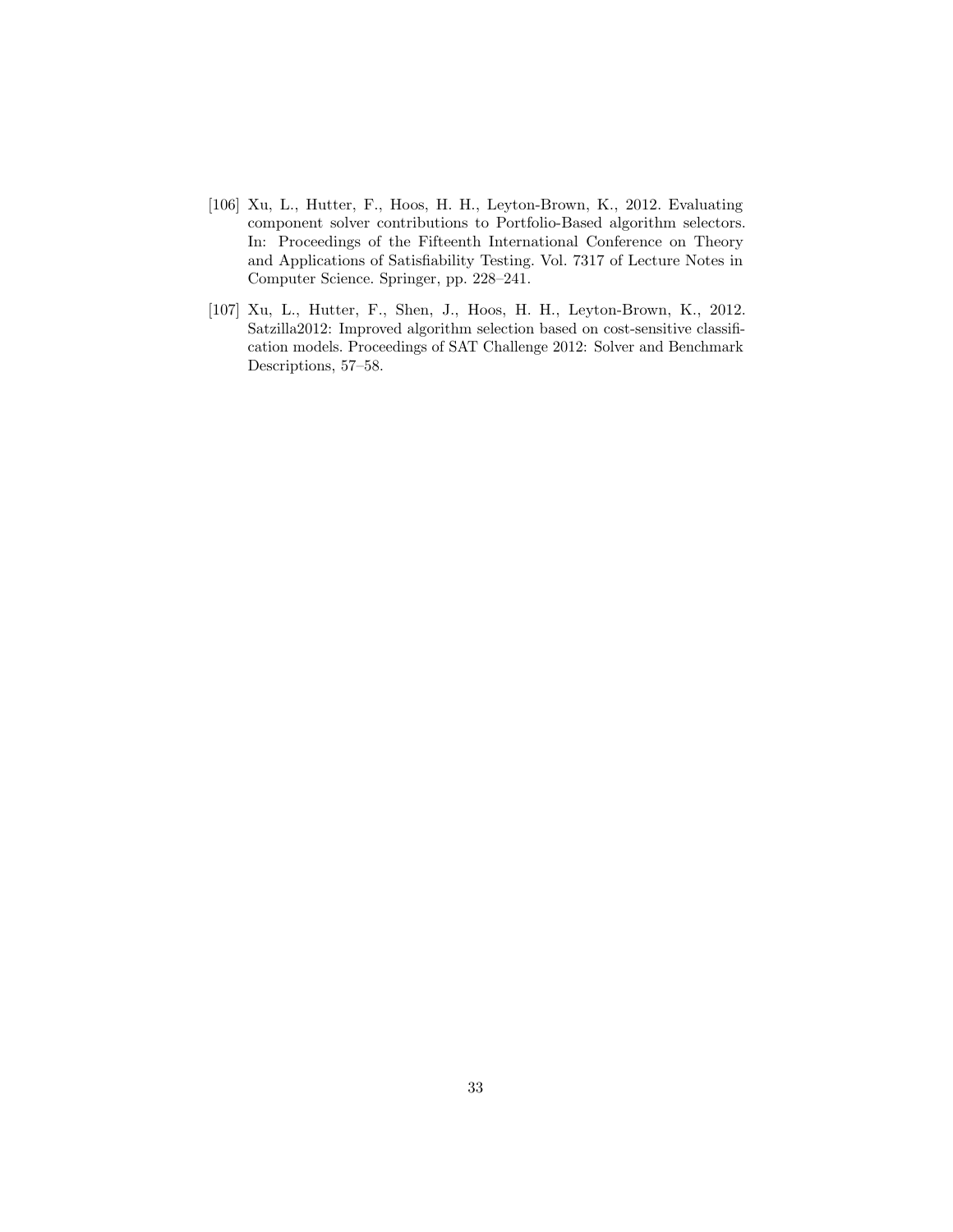[106] Xu, L., Hutter, F., Hoos, H. H., Leyton-Brown, K., 2012. Evaluating component solver contributions to Portfolio-Based algorithm selectors. In: Proceedings of the Fifteenth International Conference on Theory and Applications of Satisfiability Testing. Vol. 7317 of Lecture Notes in Computer Science. Springer, pp. 228–241.

[107] Xu, L., Hutter, F., Shen, J., Hoos, H. H., Leyton-Brown, K., 2012. Satzilla2012: Improved algorithm selection based on cost-sensitive classification models. Proceedings of SAT Challenge 2012: Solver and Benchmark Descriptions, 57–58.